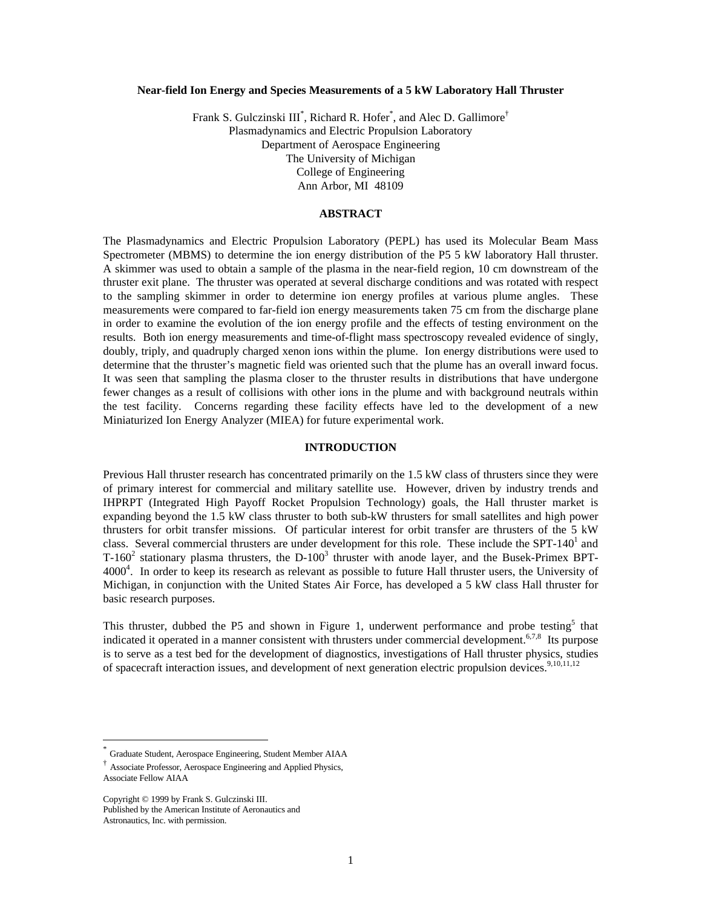# Near-field Ion Energy and Species Measurements of a 5 kW Laboratory Hall Thruster

Frank S. Gulczinski III[*], Richard R. Hofer[*], and Alec D. Gallimore[†]
Plasmadynamics and Electric Propulsion Laboratory
Department of Aerospace Engineering
The University of Michigan
College of Engineering
Ann Arbor, MI 48109

## ABSTRACT

The Plasmadynamics and Electric Propulsion Laboratory (PEPL) has used its Molecular Beam Mass Spectrometer (MBMS) to determine the ion energy distribution of the P5 5 kW laboratory Hall thruster. A skimmer was used to obtain a sample of the plasma in the near-field region, 10 cm downstream of the thruster exit plane. The thruster was operated at several discharge conditions and was rotated with respect to the sampling skimmer in order to determine ion energy profiles at various plume angles. These measurements were compared to far-field ion energy measurements taken 75 cm from the discharge plane in order to examine the evolution of the ion energy profile and the effects of testing environment on the results. Both ion energy measurements and time-of-flight mass spectroscopy revealed evidence of singly, doubly, triply, and quadruply charged xenon ions within the plume. Ion energy distributions were used to determine that the thruster's magnetic field was oriented such that the plume has an overall inward focus. It was seen that sampling the plasma closer to the thruster results in distributions that have undergone fewer changes as a result of collisions with other ions in the plume and with background neutrals within the test facility. Concerns regarding these facility effects have led to the development of a new Miniaturized Ion Energy Analyzer (MIEA) for future experimental work.

## INTRODUCTION

Previous Hall thruster research has concentrated primarily on the 1.5 kW class of thrusters since they were of primary interest for commercial and military satellite use. However, driven by industry trends and IHPRPT (Integrated High Payoff Rocket Propulsion Technology) goals, the Hall thruster market is expanding beyond the 1.5 kW class thruster to both sub-kW thrusters for small satellites and high power thrusters for orbit transfer missions. Of particular interest for orbit transfer are thrusters of the 5 kW class. Several commercial thrusters are under development for this role. These include the SPT-140[1] and T-160[2] stationary plasma thrusters, the D-100[3] thruster with anode layer, and the Busek-Primex BPT-4000[4]. In order to keep its research as relevant as possible to future Hall thruster users, the University of Michigan, in conjunction with the United States Air Force, has developed a 5 kW class Hall thruster for basic research purposes.

This thruster, dubbed the P5 and shown in Figure 1, underwent performance and probe testing[5] that indicated it operated in a manner consistent with thrusters under commercial development.[6,7,8] Its purpose is to serve as a test bed for the development of diagnostics, investigations of Hall thruster physics, studies of spacecraft interaction issues, and development of next generation electric propulsion devices.[9,10,11,12]

---

[*] Graduate Student, Aerospace Engineering, Student Member AIAA

[†] Associate Professor, Aerospace Engineering and Applied Physics, Associate Fellow AIAA

Copyright © 1999 by Frank S. Gulczinski III.
Published by the American Institute of Aeronautics and Astronautics, Inc. with permission.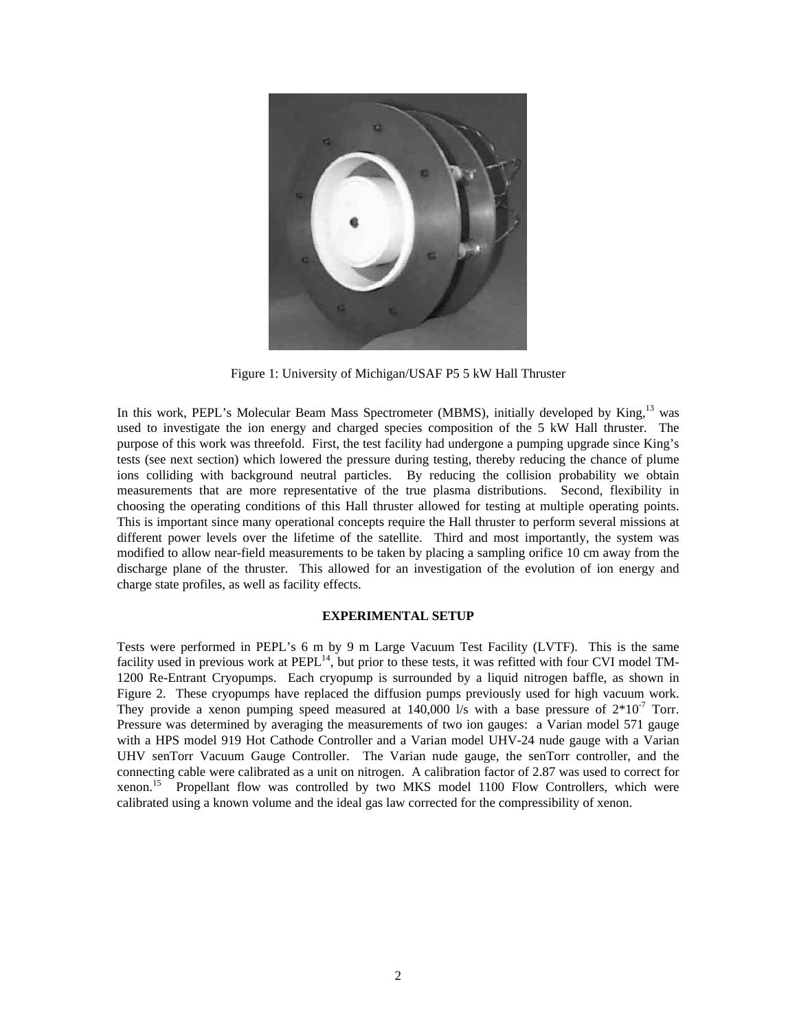Figure 1: University of Michigan/USAF P5 5 kW Hall Thruster

In this work, PEPL's Molecular Beam Mass Spectrometer (MBMS), initially developed by King,[13] was used to investigate the ion energy and charged species composition of the 5 kW Hall thruster. The purpose of this work was threefold. First, the test facility had undergone a pumping upgrade since King's tests (see next section) which lowered the pressure during testing, thereby reducing the chance of plume ions colliding with background neutral particles. By reducing the collision probability we obtain measurements that are more representative of the true plasma distributions. Second, flexibility in choosing the operating conditions of this Hall thruster allowed for testing at multiple operating points. This is important since many operational concepts require the Hall thruster to perform several missions at different power levels over the lifetime of the satellite. Third and most importantly, the system was modified to allow near-field measurements to be taken by placing a sampling orifice 10 cm away from the discharge plane of the thruster. This allowed for an investigation of the evolution of ion energy and charge state profiles, as well as facility effects.

## EXPERIMENTAL SETUP

Tests were performed in PEPL's 6 m by 9 m Large Vacuum Test Facility (LVTF). This is the same facility used in previous work at PEPL[14], but prior to these tests, it was refitted with four CVI model TM-1200 Re-Entrant Cryopumps. Each cryopump is surrounded by a liquid nitrogen baffle, as shown in Figure 2. These cryopumps have replaced the diffusion pumps previously used for high vacuum work. They provide a xenon pumping speed measured at 140,000 l/s with a base pressure of $2*10^{-7}$ Torr. Pressure was determined by averaging the measurements of two ion gauges: a Varian model 571 gauge with a HPS model 919 Hot Cathode Controller and a Varian model UHV-24 nude gauge with a Varian UHV senTorr Vacuum Gauge Controller. The Varian nude gauge, the senTorr controller, and the connecting cable were calibrated as a unit on nitrogen. A calibration factor of 2.87 was used to correct for xenon.[15] Propellant flow was controlled by two MKS model 1100 Flow Controllers, which were calibrated using a known volume and the ideal gas law corrected for the compressibility of xenon.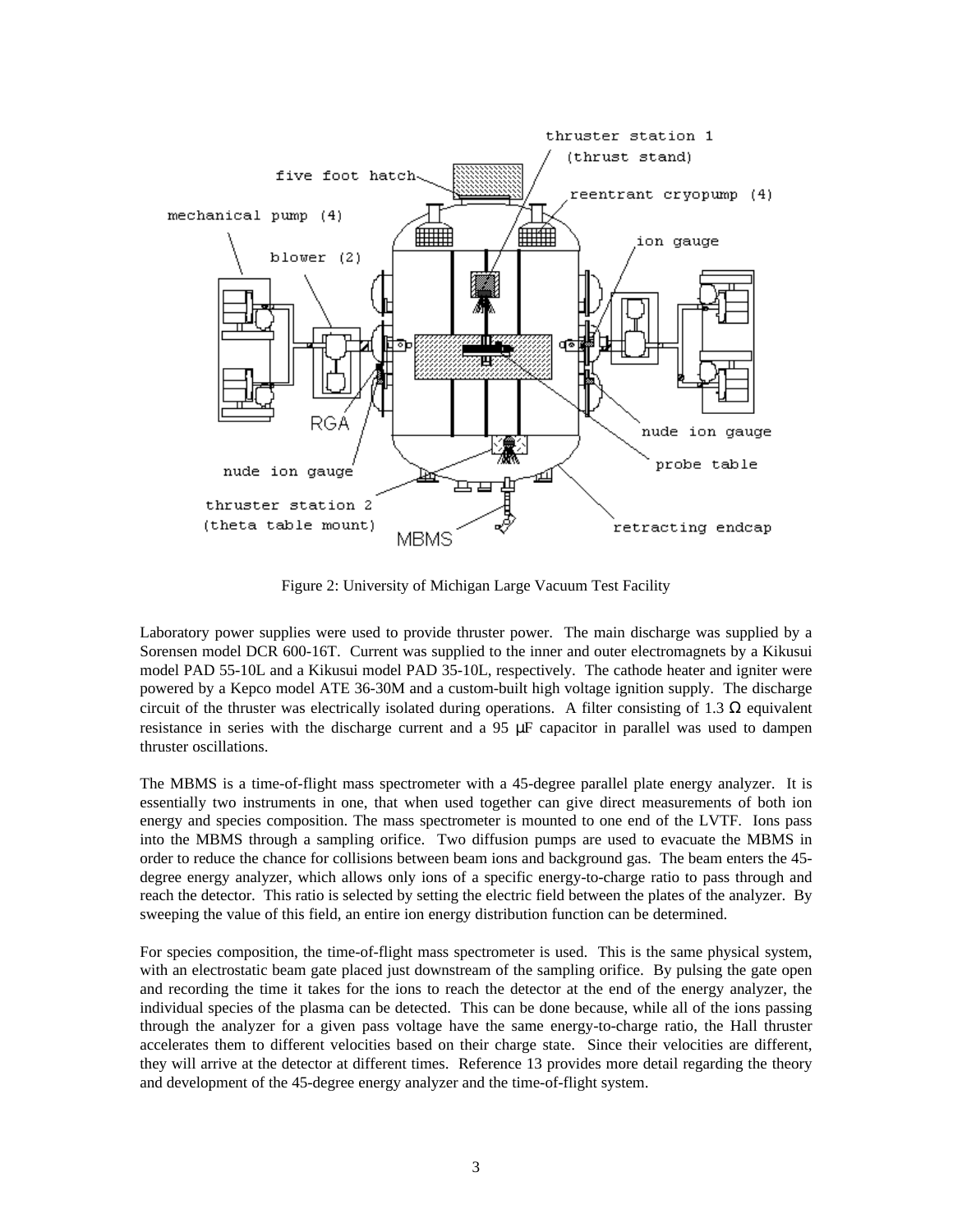Figure 2: University of Michigan Large Vacuum Test Facility

Laboratory power supplies were used to provide thruster power. The main discharge was supplied by a Sorensen model DCR 600-16T. Current was supplied to the inner and outer electromagnets by a Kikusui model PAD 55-10L and a Kikusui model PAD 35-10L, respectively. The cathode heater and igniter were powered by a Kepco model ATE 36-30M and a custom-built high voltage ignition supply. The discharge circuit of the thruster was electrically isolated during operations. A filter consisting of 1.3 Ω equivalent resistance in series with the discharge current and a 95 μF capacitor in parallel was used to dampen thruster oscillations.

The MBMS is a time-of-flight mass spectrometer with a 45-degree parallel plate energy analyzer. It is essentially two instruments in one, that when used together can give direct measurements of both ion energy and species composition. The mass spectrometer is mounted to one end of the LVTF. Ions pass into the MBMS through a sampling orifice. Two diffusion pumps are used to evacuate the MBMS in order to reduce the chance for collisions between beam ions and background gas. The beam enters the 45-degree energy analyzer, which allows only ions of a specific energy-to-charge ratio to pass through and reach the detector. This ratio is selected by setting the electric field between the plates of the analyzer. By sweeping the value of this field, an entire ion energy distribution function can be determined.

For species composition, the time-of-flight mass spectrometer is used. This is the same physical system, with an electrostatic beam gate placed just downstream of the sampling orifice. By pulsing the gate open and recording the time it takes for the ions to reach the detector at the end of the energy analyzer, the individual species of the plasma can be detected. This can be done because, while all of the ions passing through the analyzer for a given pass voltage have the same energy-to-charge ratio, the Hall thruster accelerates them to different velocities based on their charge state. Since their velocities are different, they will arrive at the detector at different times. Reference 13 provides more detail regarding the theory and development of the 45-degree energy analyzer and the time-of-flight system.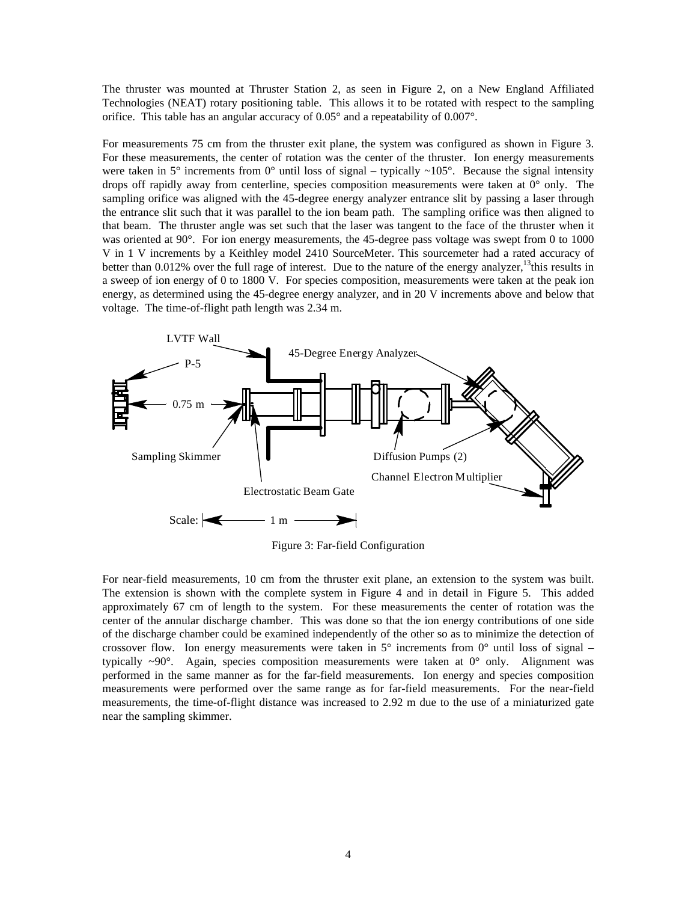The thruster was mounted at Thruster Station 2, as seen in Figure 2, on a New England Affiliated Technologies (NEAT) rotary positioning table. This allows it to be rotated with respect to the sampling orifice. This table has an angular accuracy of 0.05° and a repeatability of 0.007°.

For measurements 75 cm from the thruster exit plane, the system was configured as shown in Figure 3. For these measurements, the center of rotation was the center of the thruster. Ion energy measurements were taken in 5° increments from 0° until loss of signal – typically ~105°. Because the signal intensity drops off rapidly away from centerline, species composition measurements were taken at 0° only. The sampling orifice was aligned with the 45-degree energy analyzer entrance slit by passing a laser through the entrance slit such that it was parallel to the ion beam path. The sampling orifice was then aligned to that beam. The thruster angle was set such that the laser was tangent to the face of the thruster when it was oriented at 90°. For ion energy measurements, the 45-degree pass voltage was swept from 0 to 1000 V in 1 V increments by a Keithley model 2410 SourceMeter. This sourcemeter had a rated accuracy of better than 0.012% over the full rage of interest. Due to the nature of the energy analyzer,[13] this results in a sweep of ion energy of 0 to 1800 V. For species composition, measurements were taken at the peak ion energy, as determined using the 45-degree energy analyzer, and in 20 V increments above and below that voltage. The time-of-flight path length was 2.34 m.

Figure 3: Far-field Configuration

For near-field measurements, 10 cm from the thruster exit plane, an extension to the system was built. The extension is shown with the complete system in Figure 4 and in detail in Figure 5. This added approximately 67 cm of length to the system. For these measurements the center of rotation was the center of the annular discharge chamber. This was done so that the ion energy contributions of one side of the discharge chamber could be examined independently of the other so as to minimize the detection of crossover flow. Ion energy measurements were taken in 5° increments from 0° until loss of signal – typically ~90°. Again, species composition measurements were taken at 0° only. Alignment was performed in the same manner as for the far-field measurements. Ion energy and species composition measurements were performed over the same range as for far-field measurements. For the near-field measurements, the time-of-flight distance was increased to 2.92 m due to the use of a miniaturized gate near the sampling skimmer.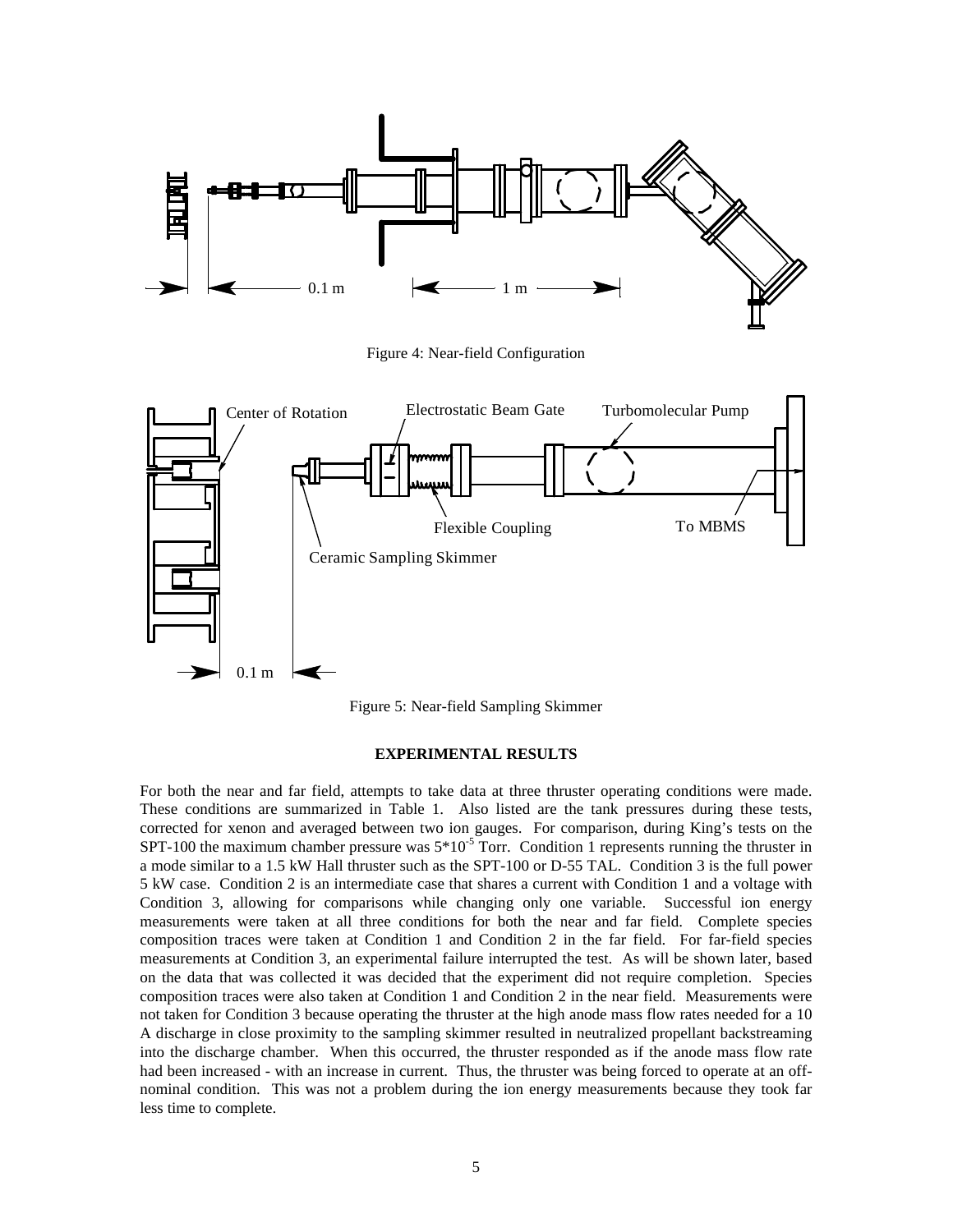Figure 4: Near-field Configuration

Figure 5: Near-field Sampling Skimmer

## EXPERIMENTAL RESULTS

For both the near and far field, attempts to take data at three thruster operating conditions were made. These conditions are summarized in Table 1. Also listed are the tank pressures during these tests, corrected for xenon and averaged between two ion gauges. For comparison, during King's tests on the SPT-100 the maximum chamber pressure was $5*10^{-5}$ Torr. Condition 1 represents running the thruster in a mode similar to a 1.5 kW Hall thruster such as the SPT-100 or D-55 TAL. Condition 3 is the full power 5 kW case. Condition 2 is an intermediate case that shares a current with Condition 1 and a voltage with Condition 3, allowing for comparisons while changing only one variable. Successful ion energy measurements were taken at all three conditions for both the near and far field. Complete species composition traces were taken at Condition 1 and Condition 2 in the far field. For far-field species measurements at Condition 3, an experimental failure interrupted the test. As will be shown later, based on the data that was collected it was decided that the experiment did not require completion. Species composition traces were also taken at Condition 1 and Condition 2 in the near field. Measurements were not taken for Condition 3 because operating the thruster at the high anode mass flow rates needed for a 10 A discharge in close proximity to the sampling skimmer resulted in neutralized propellant backstreaming into the discharge chamber. When this occurred, the thruster responded as if the anode mass flow rate had been increased - with an increase in current. Thus, the thruster was being forced to operate at an off-nominal condition. This was not a problem during the ion energy measurements because they took far less time to complete.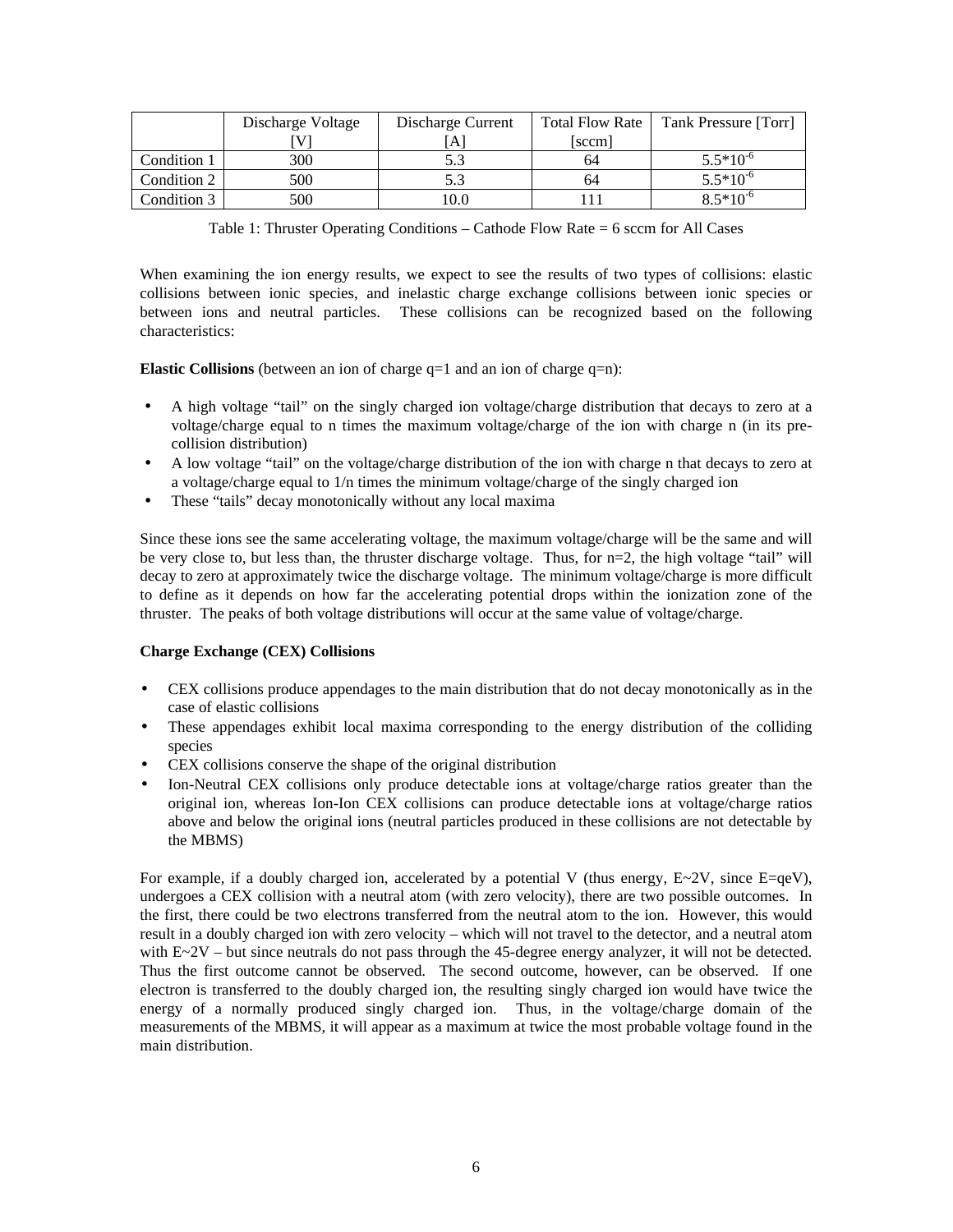| | Discharge Voltage [V] | Discharge Current [A] | Total Flow Rate [sccm] | Tank Pressure [Torr] |
|---|---|---|---|---|
| Condition 1 | 300 | 5.3 | 64 | $5.5*10^{-6}$ |
| Condition 2 | 500 | 5.3 | 64 | $5.5*10^{-6}$ |
| Condition 3 | 500 | 10.0 | 111 | $8.5*10^{-6}$ |

Table 1: Thruster Operating Conditions – Cathode Flow Rate = 6 sccm for All Cases

When examining the ion energy results, we expect to see the results of two types of collisions: elastic collisions between ionic species, and inelastic charge exchange collisions between ionic species or between ions and neutral particles. These collisions can be recognized based on the following characteristics:

**Elastic Collisions** (between an ion of charge q=1 and an ion of charge q=n):

- A high voltage "tail" on the singly charged ion voltage/charge distribution that decays to zero at a voltage/charge equal to n times the maximum voltage/charge of the ion with charge n (in its pre-collision distribution)
- A low voltage "tail" on the voltage/charge distribution of the ion with charge n that decays to zero at a voltage/charge equal to 1/n times the minimum voltage/charge of the singly charged ion
- These "tails" decay monotonically without any local maxima

Since these ions see the same accelerating voltage, the maximum voltage/charge will be the same and will be very close to, but less than, the thruster discharge voltage. Thus, for n=2, the high voltage "tail" will decay to zero at approximately twice the discharge voltage. The minimum voltage/charge is more difficult to define as it depends on how far the accelerating potential drops within the ionization zone of the thruster. The peaks of both voltage distributions will occur at the same value of voltage/charge.

**Charge Exchange (CEX) Collisions**

- CEX collisions produce appendages to the main distribution that do not decay monotonically as in the case of elastic collisions
- These appendages exhibit local maxima corresponding to the energy distribution of the colliding species
- CEX collisions conserve the shape of the original distribution
- Ion-Neutral CEX collisions only produce detectable ions at voltage/charge ratios greater than the original ion, whereas Ion-Ion CEX collisions can produce detectable ions at voltage/charge ratios above and below the original ions (neutral particles produced in these collisions are not detectable by the MBMS)

For example, if a doubly charged ion, accelerated by a potential V (thus energy, $E \sim 2V$, since $E=qeV$), undergoes a CEX collision with a neutral atom (with zero velocity), there are two possible outcomes. In the first, there could be two electrons transferred from the neutral atom to the ion. However, this would result in a doubly charged ion with zero velocity – which will not travel to the detector, and a neutral atom with $E \sim 2V$ – but since neutrals do not pass through the 45-degree energy analyzer, it will not be detected. Thus the first outcome cannot be observed. The second outcome, however, can be observed. If one electron is transferred to the doubly charged ion, the resulting singly charged ion would have twice the energy of a normally produced singly charged ion. Thus, in the voltage/charge domain of the measurements of the MBMS, it will appear as a maximum at twice the most probable voltage found in the main distribution.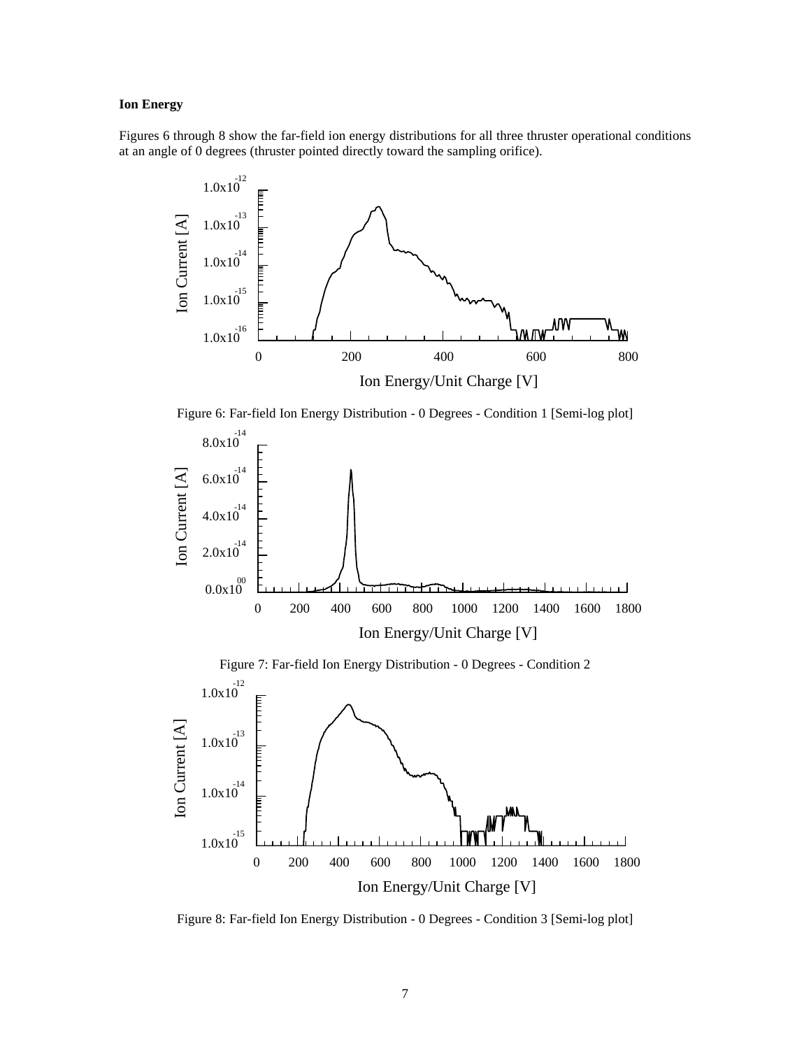**Ion Energy**

Figures 6 through 8 show the far-field ion energy distributions for all three thruster operational conditions at an angle of 0 degrees (thruster pointed directly toward the sampling orifice).

Figure 6: Far-field Ion Energy Distribution - 0 Degrees - Condition 1 [Semi-log plot]

Figure 7: Far-field Ion Energy Distribution - 0 Degrees - Condition 2

Figure 8: Far-field Ion Energy Distribution - 0 Degrees - Condition 3 [Semi-log plot]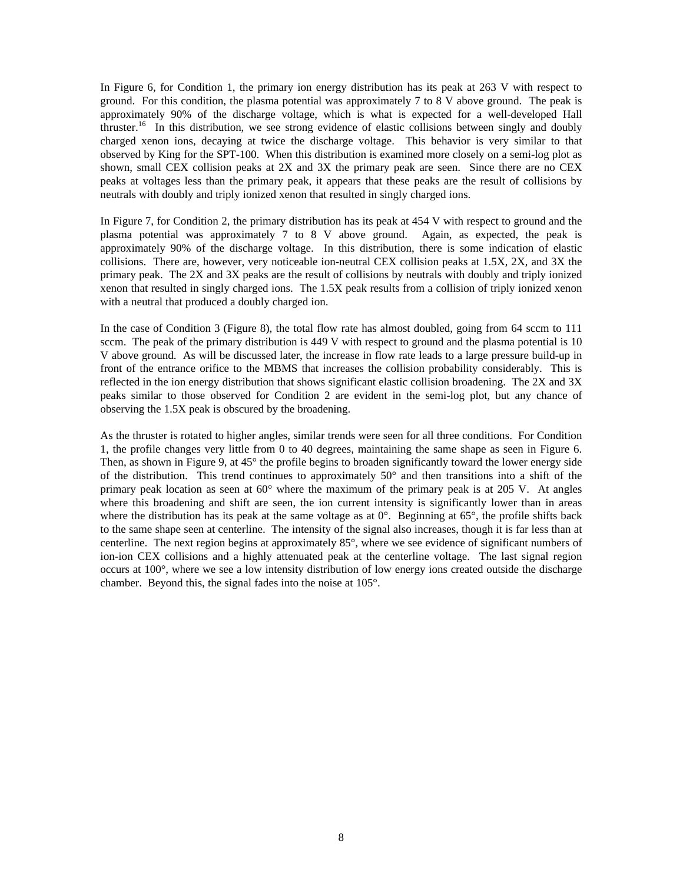In Figure 6, for Condition 1, the primary ion energy distribution has its peak at 263 V with respect to ground. For this condition, the plasma potential was approximately 7 to 8 V above ground. The peak is approximately 90% of the discharge voltage, which is what is expected for a well-developed Hall thruster.[16] In this distribution, we see strong evidence of elastic collisions between singly and doubly charged xenon ions, decaying at twice the discharge voltage. This behavior is very similar to that observed by King for the SPT-100. When this distribution is examined more closely on a semi-log plot as shown, small CEX collision peaks at 2X and 3X the primary peak are seen. Since there are no CEX peaks at voltages less than the primary peak, it appears that these peaks are the result of collisions by neutrals with doubly and triply ionized xenon that resulted in singly charged ions.

In Figure 7, for Condition 2, the primary distribution has its peak at 454 V with respect to ground and the plasma potential was approximately 7 to 8 V above ground. Again, as expected, the peak is approximately 90% of the discharge voltage. In this distribution, there is some indication of elastic collisions. There are, however, very noticeable ion-neutral CEX collision peaks at 1.5X, 2X, and 3X the primary peak. The 2X and 3X peaks are the result of collisions by neutrals with doubly and triply ionized xenon that resulted in singly charged ions. The 1.5X peak results from a collision of triply ionized xenon with a neutral that produced a doubly charged ion.

In the case of Condition 3 (Figure 8), the total flow rate has almost doubled, going from 64 sccm to 111 sccm. The peak of the primary distribution is 449 V with respect to ground and the plasma potential is 10 V above ground. As will be discussed later, the increase in flow rate leads to a large pressure build-up in front of the entrance orifice to the MBMS that increases the collision probability considerably. This is reflected in the ion energy distribution that shows significant elastic collision broadening. The 2X and 3X peaks similar to those observed for Condition 2 are evident in the semi-log plot, but any chance of observing the 1.5X peak is obscured by the broadening.

As the thruster is rotated to higher angles, similar trends were seen for all three conditions. For Condition 1, the profile changes very little from 0 to 40 degrees, maintaining the same shape as seen in Figure 6. Then, as shown in Figure 9, at 45° the profile begins to broaden significantly toward the lower energy side of the distribution. This trend continues to approximately 50° and then transitions into a shift of the primary peak location as seen at 60° where the maximum of the primary peak is at 205 V. At angles where this broadening and shift are seen, the ion current intensity is significantly lower than in areas where the distribution has its peak at the same voltage as at 0°. Beginning at 65°, the profile shifts back to the same shape seen at centerline. The intensity of the signal also increases, though it is far less than at centerline. The next region begins at approximately 85°, where we see evidence of significant numbers of ion-ion CEX collisions and a highly attenuated peak at the centerline voltage. The last signal region occurs at 100°, where we see a low intensity distribution of low energy ions created outside the discharge chamber. Beyond this, the signal fades into the noise at 105°.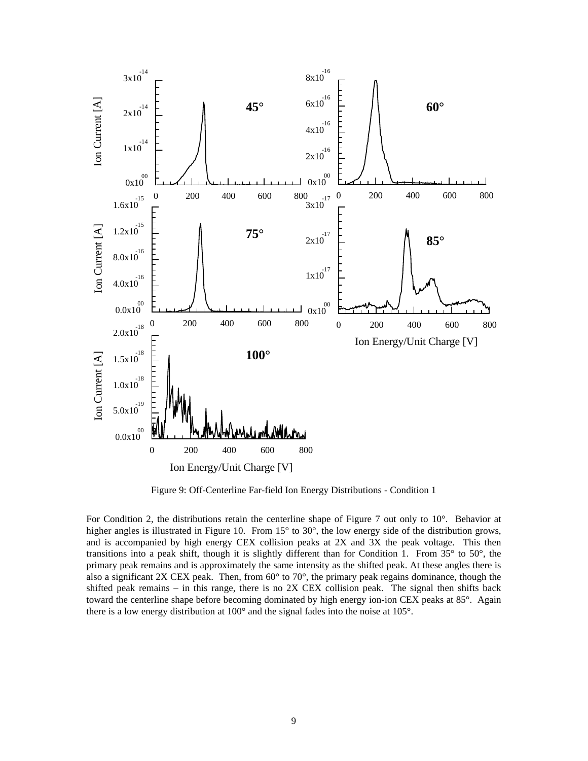Figure 9: Off-Centerline Far-field Ion Energy Distributions - Condition 1

For Condition 2, the distributions retain the centerline shape of Figure 7 out only to 10°. Behavior at higher angles is illustrated in Figure 10. From 15° to 30°, the low energy side of the distribution grows, and is accompanied by high energy CEX collision peaks at 2X and 3X the peak voltage. This then transitions into a peak shift, though it is slightly different than for Condition 1. From 35° to 50°, the primary peak remains and is approximately the same intensity as the shifted peak. At these angles there is also a significant 2X CEX peak. Then, from 60° to 70°, the primary peak regains dominance, though the shifted peak remains – in this range, there is no 2X CEX collision peak. The signal then shifts back toward the centerline shape before becoming dominated by high energy ion-ion CEX peaks at 85°. Again there is a low energy distribution at 100° and the signal fades into the noise at 105°.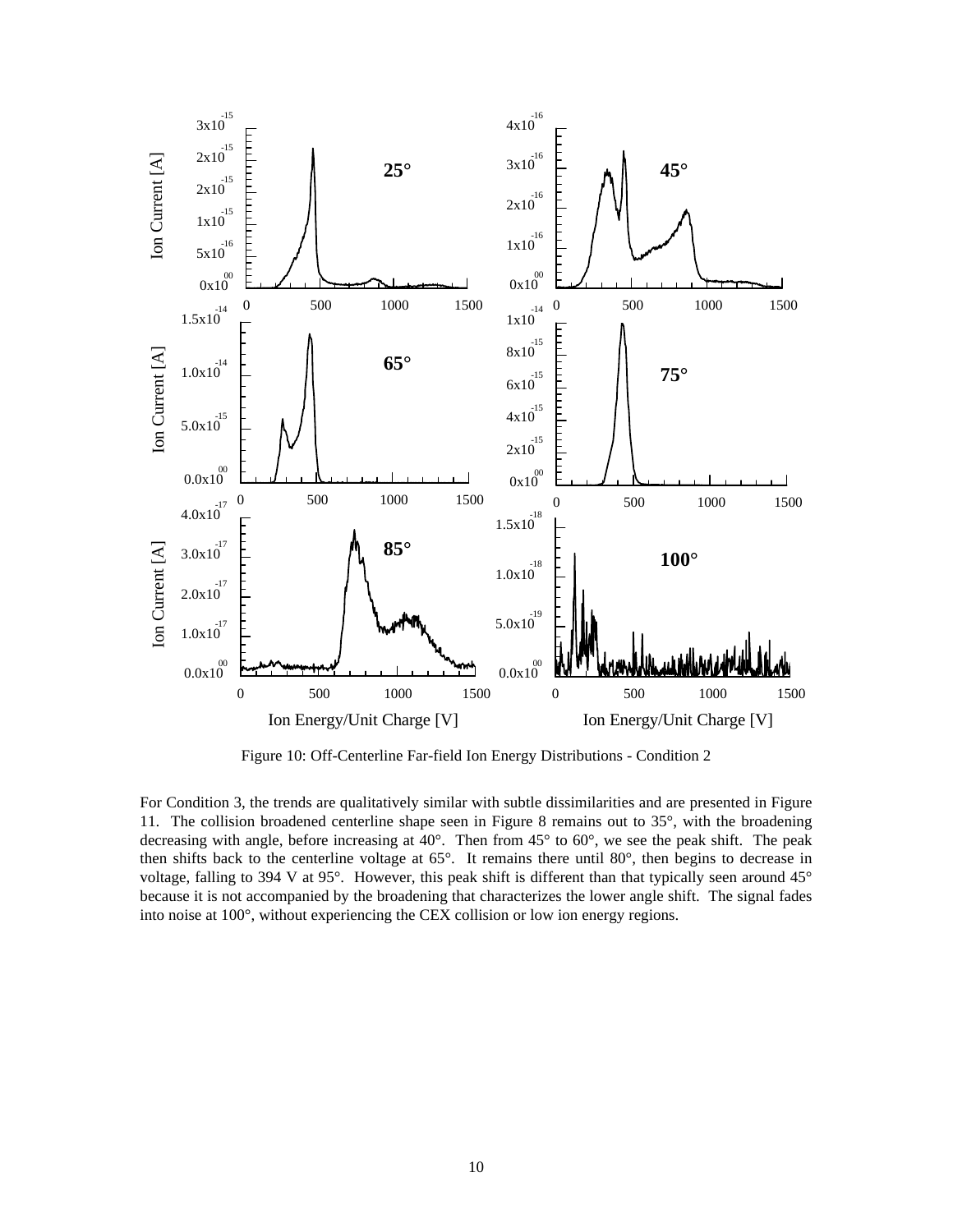Figure 10: Off-Centerline Far-field Ion Energy Distributions - Condition 2

For Condition 3, the trends are qualitatively similar with subtle dissimilarities and are presented in Figure 11. The collision broadened centerline shape seen in Figure 8 remains out to 35°, with the broadening decreasing with angle, before increasing at 40°. Then from 45° to 60°, we see the peak shift. The peak then shifts back to the centerline voltage at 65°. It remains there until 80°, then begins to decrease in voltage, falling to 394 V at 95°. However, this peak shift is different than that typically seen around 45° because it is not accompanied by the broadening that characterizes the lower angle shift. The signal fades into noise at 100°, without experiencing the CEX collision or low ion energy regions.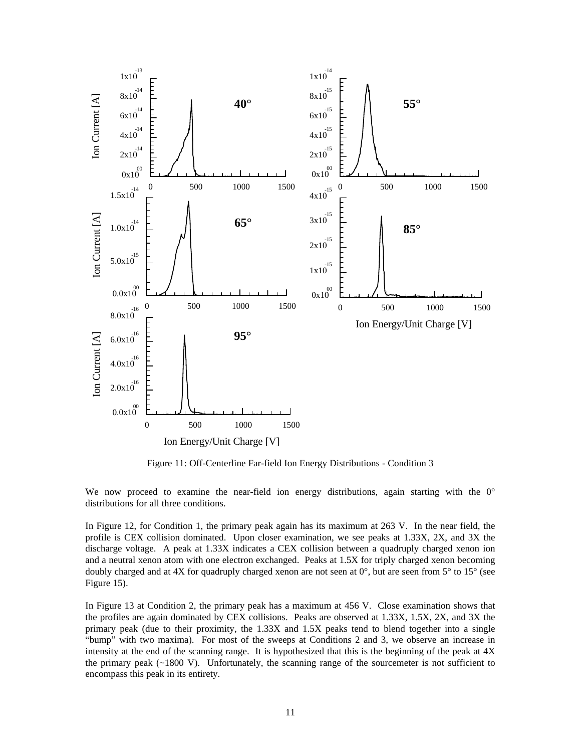Figure 11: Off-Centerline Far-field Ion Energy Distributions - Condition 3

We now proceed to examine the near-field ion energy distributions, again starting with the 0° distributions for all three conditions.

In Figure 12, for Condition 1, the primary peak again has its maximum at 263 V. In the near field, the profile is CEX collision dominated. Upon closer examination, we see peaks at 1.33X, 2X, and 3X the discharge voltage. A peak at 1.33X indicates a CEX collision between a quadruply charged xenon ion and a neutral xenon atom with one electron exchanged. Peaks at 1.5X for triply charged xenon becoming doubly charged and at 4X for quadruply charged xenon are not seen at 0°, but are seen from 5° to 15° (see Figure 15).

In Figure 13 at Condition 2, the primary peak has a maximum at 456 V. Close examination shows that the profiles are again dominated by CEX collisions. Peaks are observed at 1.33X, 1.5X, 2X, and 3X the primary peak (due to their proximity, the 1.33X and 1.5X peaks tend to blend together into a single "bump" with two maxima). For most of the sweeps at Conditions 2 and 3, we observe an increase in intensity at the end of the scanning range. It is hypothesized that this is the beginning of the peak at 4X the primary peak (~1800 V). Unfortunately, the scanning range of the sourcemeter is not sufficient to encompass this peak in its entirety.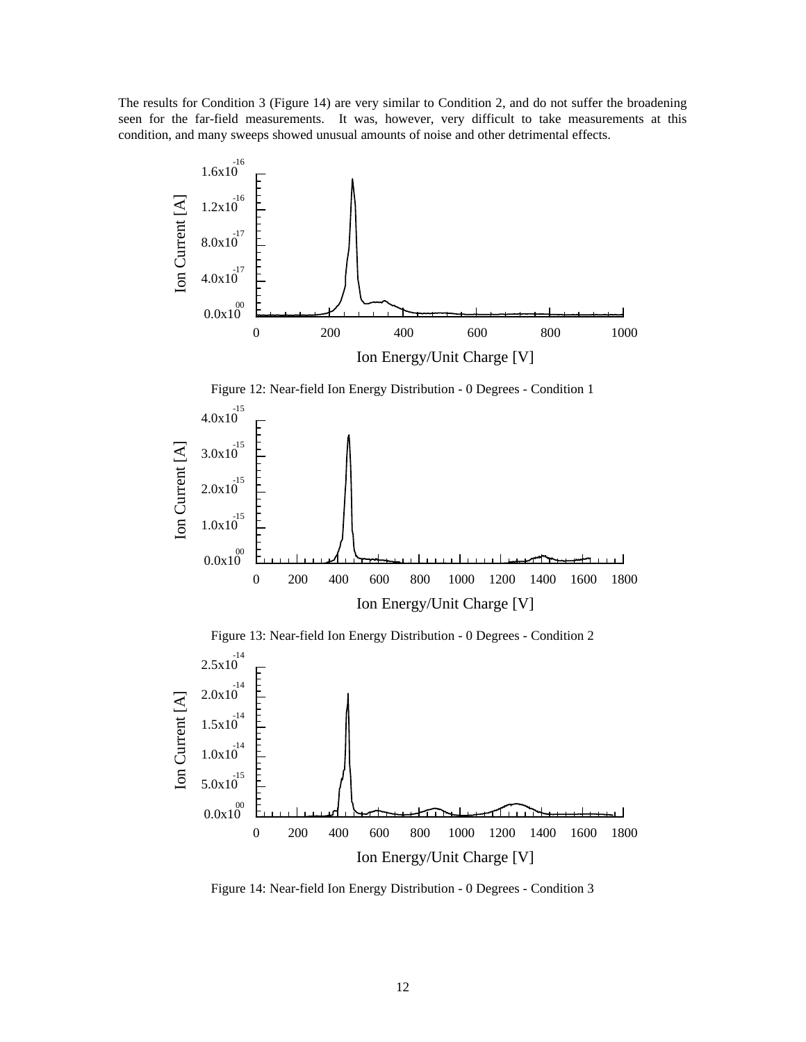The results for Condition 3 (Figure 14) are very similar to Condition 2, and do not suffer the broadening seen for the far-field measurements. It was, however, very difficult to take measurements at this condition, and many sweeps showed unusual amounts of noise and other detrimental effects.

Figure 12: Near-field Ion Energy Distribution - 0 Degrees - Condition 1

Figure 13: Near-field Ion Energy Distribution - 0 Degrees - Condition 2

Figure 14: Near-field Ion Energy Distribution - 0 Degrees - Condition 3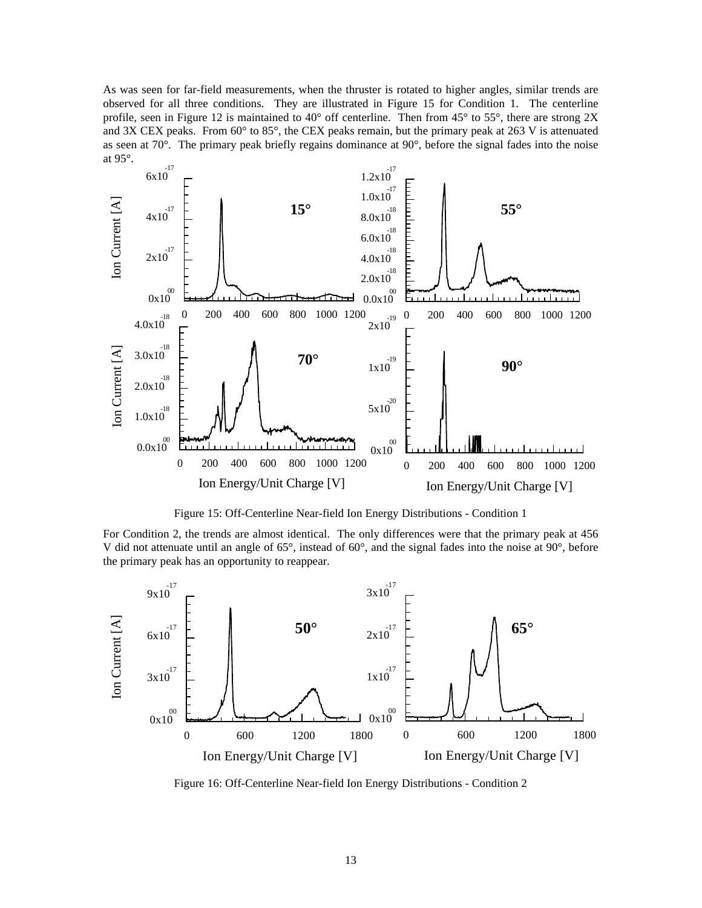As was seen for far-field measurements, when the thruster is rotated to higher angles, similar trends are observed for all three conditions. They are illustrated in Figure 15 for Condition 1. The centerline profile, seen in Figure 12 is maintained to 40° off centerline. Then from 45° to 55°, there are strong 2X and 3X CEX peaks. From 60° to 85°, the CEX peaks remain, but the primary peak at 263 V is attenuated as seen at 70°. The primary peak briefly regains dominance at 90°, before the signal fades into the noise at 95°.

Figure 15: Off-Centerline Near-field Ion Energy Distributions - Condition 1

For Condition 2, the trends are almost identical. The only differences were that the primary peak at 456 V did not attenuate until an angle of 65°, instead of 60°, and the signal fades into the noise at 90°, before the primary peak has an opportunity to reappear.

Figure 16: Off-Centerline Near-field Ion Energy Distributions - Condition 2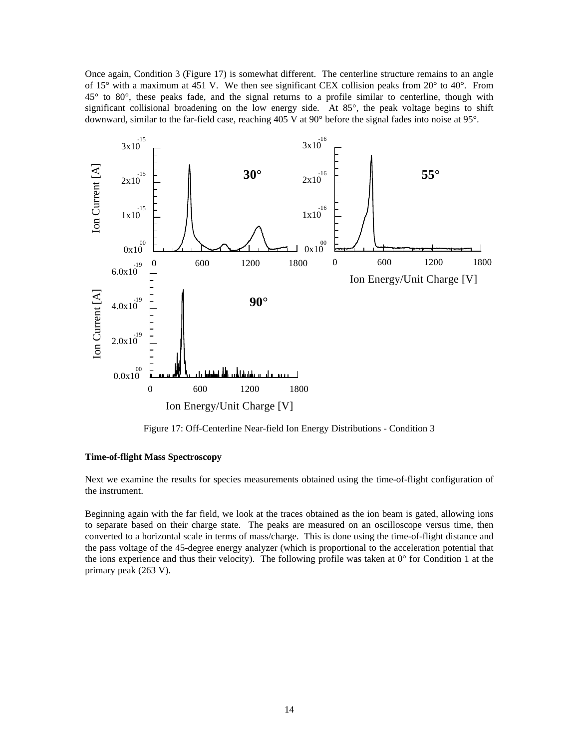Once again, Condition 3 (Figure 17) is somewhat different. The centerline structure remains to an angle of 15° with a maximum at 451 V. We then see significant CEX collision peaks from 20° to 40°. From 45° to 80°, these peaks fade, and the signal returns to a profile similar to centerline, though with significant collisional broadening on the low energy side. At 85°, the peak voltage begins to shift downward, similar to the far-field case, reaching 405 V at 90° before the signal fades into noise at 95°.

Figure 17: Off-Centerline Near-field Ion Energy Distributions - Condition 3

### Time-of-flight Mass Spectroscopy

Next we examine the results for species measurements obtained using the time-of-flight configuration of the instrument.

Beginning again with the far field, we look at the traces obtained as the ion beam is gated, allowing ions to separate based on their charge state. The peaks are measured on an oscilloscope versus time, then converted to a horizontal scale in terms of mass/charge. This is done using the time-of-flight distance and the pass voltage of the 45-degree energy analyzer (which is proportional to the acceleration potential that the ions experience and thus their velocity). The following profile was taken at 0° for Condition 1 at the primary peak (263 V).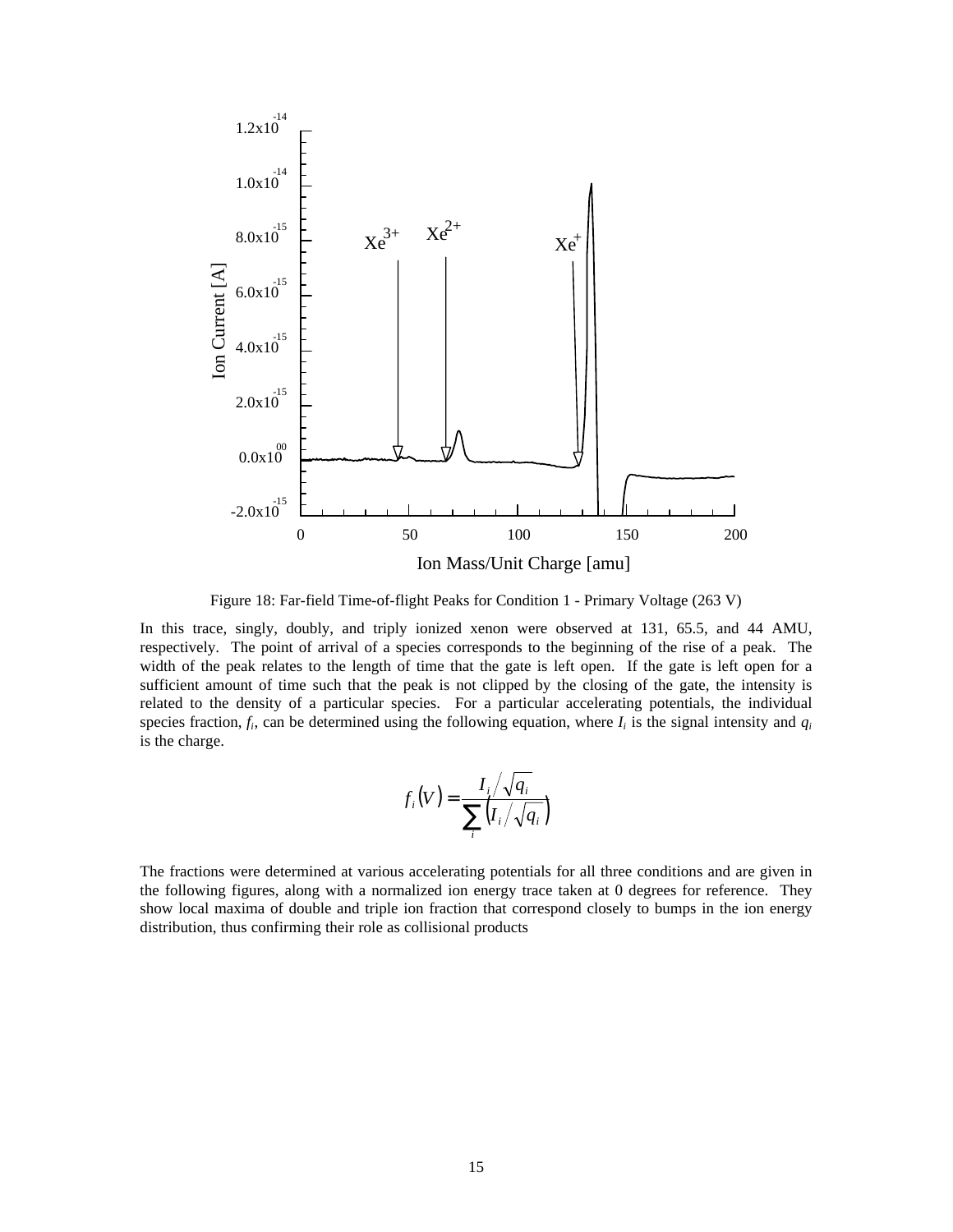Figure 18: Far-field Time-of-flight Peaks for Condition 1 - Primary Voltage (263 V)

In this trace, singly, doubly, and triply ionized xenon were observed at 131, 65.5, and 44 AMU, respectively. The point of arrival of a species corresponds to the beginning of the rise of a peak. The width of the peak relates to the length of time that the gate is left open. If the gate is left open for a sufficient amount of time such that the peak is not clipped by the closing of the gate, the intensity is related to the density of a particular species. For a particular accelerating potentials, the individual species fraction, $f_i$, can be determined using the following equation, where $I_i$ is the signal intensity and $q_i$ is the charge.

$$f_i(V) = \frac{I_i / \sqrt{q_i}}{\sum_i \left( I_i / \sqrt{q_i} \right)}$$

The fractions were determined at various accelerating potentials for all three conditions and are given in the following figures, along with a normalized ion energy trace taken at 0 degrees for reference. They show local maxima of double and triple ion fraction that correspond closely to bumps in the ion energy distribution, thus confirming their role as collisional products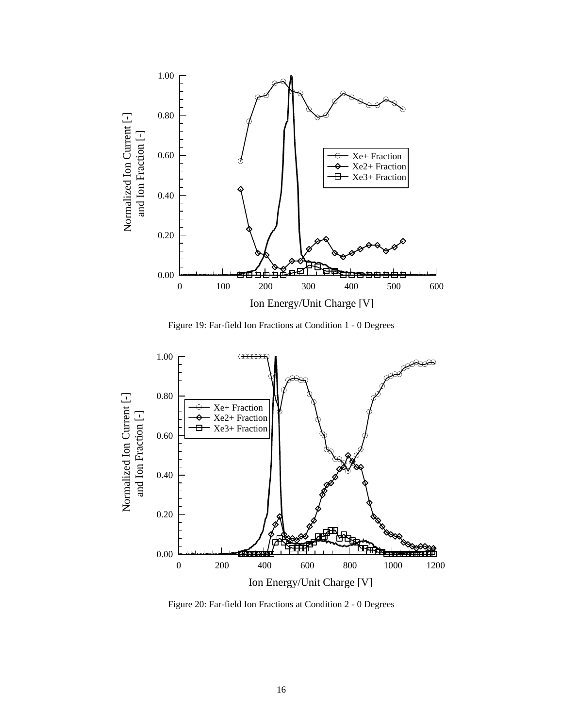Figure 19: Far-field Ion Fractions at Condition 1 - 0 Degrees

Figure 20: Far-field Ion Fractions at Condition 2 - 0 Degrees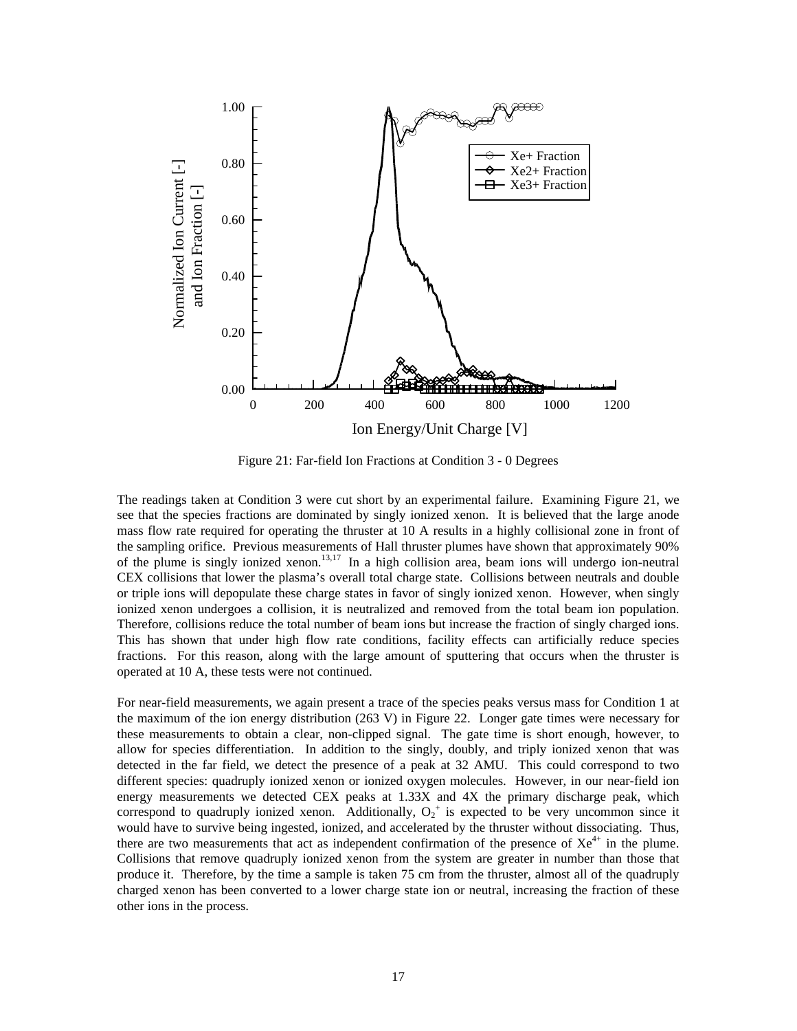Figure 21: Far-field Ion Fractions at Condition 3 - 0 Degrees

The readings taken at Condition 3 were cut short by an experimental failure. Examining Figure 21, we see that the species fractions are dominated by singly ionized xenon. It is believed that the large anode mass flow rate required for operating the thruster at 10 A results in a highly collisional zone in front of the sampling orifice. Previous measurements of Hall thruster plumes have shown that approximately 90% of the plume is singly ionized xenon.[13,17] In a high collision area, beam ions will undergo ion-neutral CEX collisions that lower the plasma's overall total charge state. Collisions between neutrals and double or triple ions will depopulate these charge states in favor of singly ionized xenon. However, when singly ionized xenon undergoes a collision, it is neutralized and removed from the total beam ion population. Therefore, collisions reduce the total number of beam ions but increase the fraction of singly charged ions. This has shown that under high flow rate conditions, facility effects can artificially reduce species fractions. For this reason, along with the large amount of sputtering that occurs when the thruster is operated at 10 A, these tests were not continued.

For near-field measurements, we again present a trace of the species peaks versus mass for Condition 1 at the maximum of the ion energy distribution (263 V) in Figure 22. Longer gate times were necessary for these measurements to obtain a clear, non-clipped signal. The gate time is short enough, however, to allow for species differentiation. In addition to the singly, doubly, and triply ionized xenon that was detected in the far field, we detect the presence of a peak at 32 AMU. This could correspond to two different species: quadruply ionized xenon or ionized oxygen molecules. However, in our near-field ion energy measurements we detected CEX peaks at 1.33X and 4X the primary discharge peak, which correspond to quadruply ionized xenon. Additionally, $O_2^+$ is expected to be very uncommon since it would have to survive being ingested, ionized, and accelerated by the thruster without dissociating. Thus, there are two measurements that act as independent confirmation of the presence of $Xe^{4+}$ in the plume. Collisions that remove quadruply ionized xenon from the system are greater in number than those that produce it. Therefore, by the time a sample is taken 75 cm from the thruster, almost all of the quadruply charged xenon has been converted to a lower charge state ion or neutral, increasing the fraction of these other ions in the process.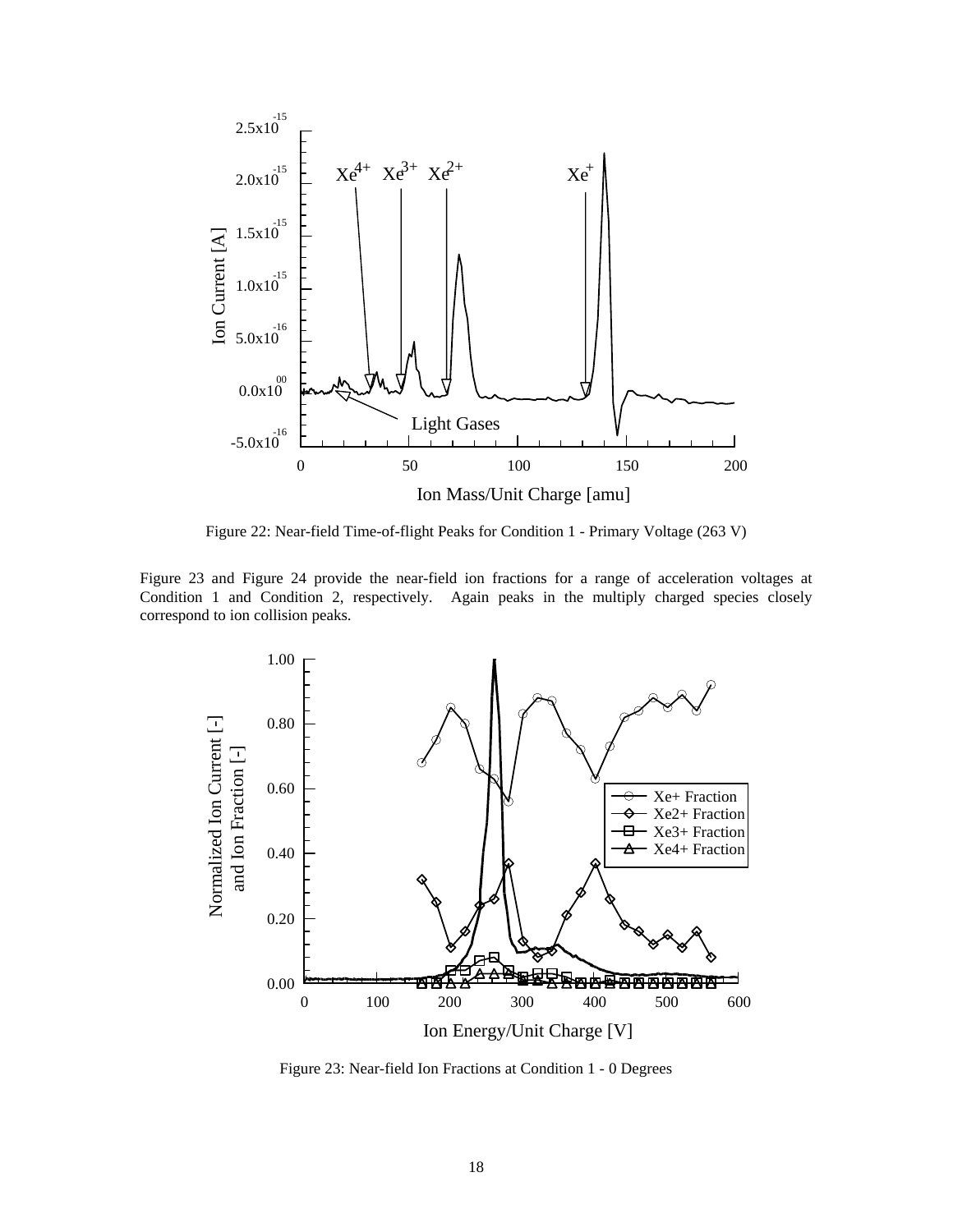Figure 22: Near-field Time-of-flight Peaks for Condition 1 - Primary Voltage (263 V)

Figure 23 and Figure 24 provide the near-field ion fractions for a range of acceleration voltages at Condition 1 and Condition 2, respectively. Again peaks in the multiply charged species closely correspond to ion collision peaks.

Figure 23: Near-field Ion Fractions at Condition 1 - 0 Degrees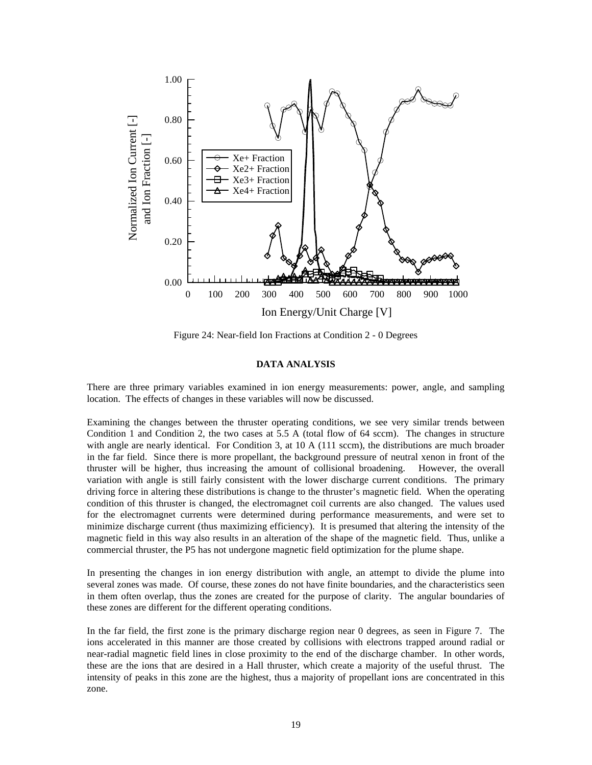Figure 24: Near-field Ion Fractions at Condition 2 - 0 Degrees

## DATA ANALYSIS

There are three primary variables examined in ion energy measurements: power, angle, and sampling location. The effects of changes in these variables will now be discussed.

Examining the changes between the thruster operating conditions, we see very similar trends between Condition 1 and Condition 2, the two cases at 5.5 A (total flow of 64 sccm). The changes in structure with angle are nearly identical. For Condition 3, at 10 A (111 sccm), the distributions are much broader in the far field. Since there is more propellant, the background pressure of neutral xenon in front of the thruster will be higher, thus increasing the amount of collisional broadening. However, the overall variation with angle is still fairly consistent with the lower discharge current conditions. The primary driving force in altering these distributions is change to the thruster's magnetic field. When the operating condition of this thruster is changed, the electromagnet coil currents are also changed. The values used for the electromagnet currents were determined during performance measurements, and were set to minimize discharge current (thus maximizing efficiency). It is presumed that altering the intensity of the magnetic field in this way also results in an alteration of the shape of the magnetic field. Thus, unlike a commercial thruster, the P5 has not undergone magnetic field optimization for the plume shape.

In presenting the changes in ion energy distribution with angle, an attempt to divide the plume into several zones was made. Of course, these zones do not have finite boundaries, and the characteristics seen in them often overlap, thus the zones are created for the purpose of clarity. The angular boundaries of these zones are different for the different operating conditions.

In the far field, the first zone is the primary discharge region near 0 degrees, as seen in Figure 7. The ions accelerated in this manner are those created by collisions with electrons trapped around radial or near-radial magnetic field lines in close proximity to the end of the discharge chamber. In other words, these are the ions that are desired in a Hall thruster, which create a majority of the useful thrust. The intensity of peaks in this zone are the highest, thus a majority of propellant ions are concentrated in this zone.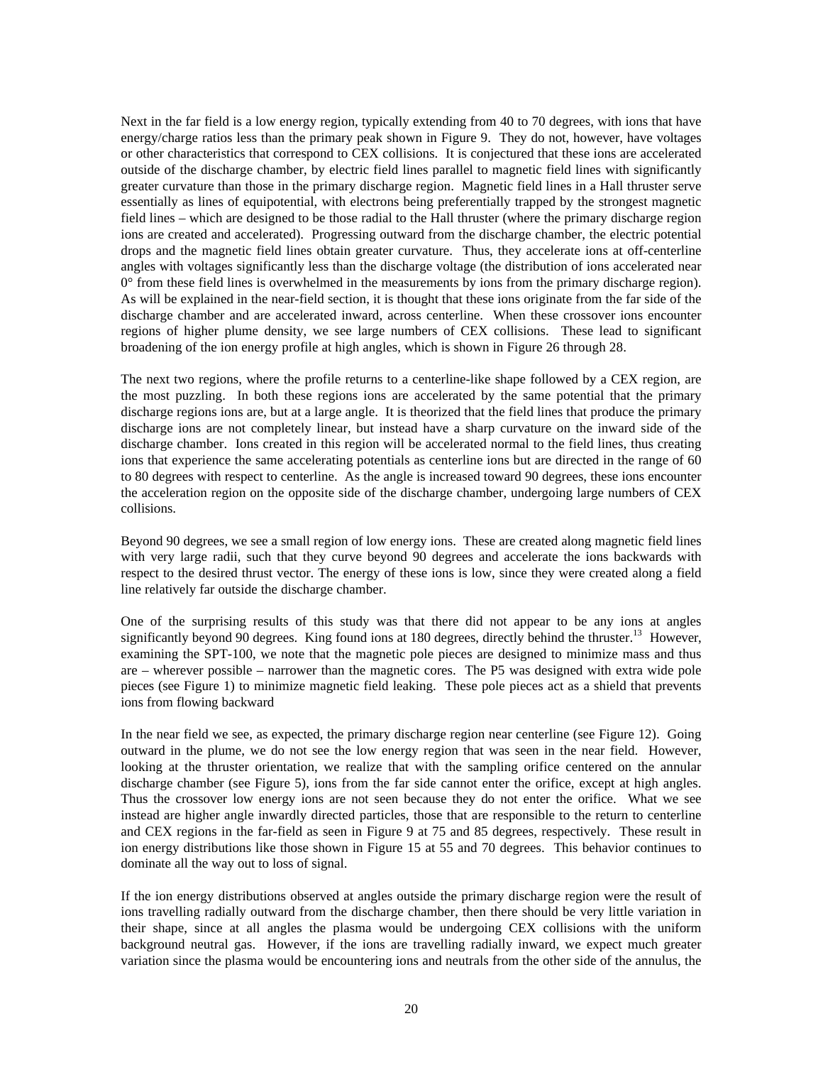Next in the far field is a low energy region, typically extending from 40 to 70 degrees, with ions that have energy/charge ratios less than the primary peak shown in Figure 9. They do not, however, have voltages or other characteristics that correspond to CEX collisions. It is conjectured that these ions are accelerated outside of the discharge chamber, by electric field lines parallel to magnetic field lines with significantly greater curvature than those in the primary discharge region. Magnetic field lines in a Hall thruster serve essentially as lines of equipotential, with electrons being preferentially trapped by the strongest magnetic field lines – which are designed to be those radial to the Hall thruster (where the primary discharge region ions are created and accelerated). Progressing outward from the discharge chamber, the electric potential drops and the magnetic field lines obtain greater curvature. Thus, they accelerate ions at off-centerline angles with voltages significantly less than the discharge voltage (the distribution of ions accelerated near 0° from these field lines is overwhelmed in the measurements by ions from the primary discharge region). As will be explained in the near-field section, it is thought that these ions originate from the far side of the discharge chamber and are accelerated inward, across centerline. When these crossover ions encounter regions of higher plume density, we see large numbers of CEX collisions. These lead to significant broadening of the ion energy profile at high angles, which is shown in Figure 26 through 28.

The next two regions, where the profile returns to a centerline-like shape followed by a CEX region, are the most puzzling. In both these regions ions are accelerated by the same potential that the primary discharge regions ions are, but at a large angle. It is theorized that the field lines that produce the primary discharge ions are not completely linear, but instead have a sharp curvature on the inward side of the discharge chamber. Ions created in this region will be accelerated normal to the field lines, thus creating ions that experience the same accelerating potentials as centerline ions but are directed in the range of 60 to 80 degrees with respect to centerline. As the angle is increased toward 90 degrees, these ions encounter the acceleration region on the opposite side of the discharge chamber, undergoing large numbers of CEX collisions.

Beyond 90 degrees, we see a small region of low energy ions. These are created along magnetic field lines with very large radii, such that they curve beyond 90 degrees and accelerate the ions backwards with respect to the desired thrust vector. The energy of these ions is low, since they were created along a field line relatively far outside the discharge chamber.

One of the surprising results of this study was that there did not appear to be any ions at angles significantly beyond 90 degrees. King found ions at 180 degrees, directly behind the thruster.[13] However, examining the SPT-100, we note that the magnetic pole pieces are designed to minimize mass and thus are – wherever possible – narrower than the magnetic cores. The P5 was designed with extra wide pole pieces (see Figure 1) to minimize magnetic field leaking. These pole pieces act as a shield that prevents ions from flowing backward

In the near field we see, as expected, the primary discharge region near centerline (see Figure 12). Going outward in the plume, we do not see the low energy region that was seen in the near field. However, looking at the thruster orientation, we realize that with the sampling orifice centered on the annular discharge chamber (see Figure 5), ions from the far side cannot enter the orifice, except at high angles. Thus the crossover low energy ions are not seen because they do not enter the orifice. What we see instead are higher angle inwardly directed particles, those that are responsible to the return to centerline and CEX regions in the far-field as seen in Figure 9 at 75 and 85 degrees, respectively. These result in ion energy distributions like those shown in Figure 15 at 55 and 70 degrees. This behavior continues to dominate all the way out to loss of signal.

If the ion energy distributions observed at angles outside the primary discharge region were the result of ions travelling radially outward from the discharge chamber, then there should be very little variation in their shape, since at all angles the plasma would be undergoing CEX collisions with the uniform background neutral gas. However, if the ions are travelling radially inward, we expect much greater variation since the plasma would be encountering ions and neutrals from the other side of the annulus, the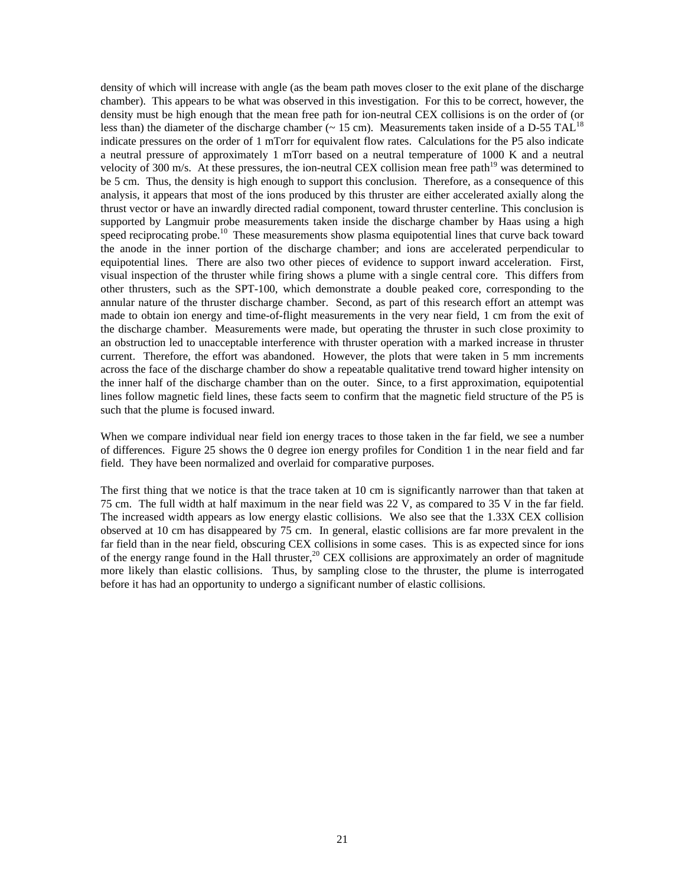density of which will increase with angle (as the beam path moves closer to the exit plane of the discharge chamber). This appears to be what was observed in this investigation. For this to be correct, however, the density must be high enough that the mean free path for ion-neutral CEX collisions is on the order of (or less than) the diameter of the discharge chamber (~ 15 cm). Measurements taken inside of a D-55 TAL[18] indicate pressures on the order of 1 mTorr for equivalent flow rates. Calculations for the P5 also indicate a neutral pressure of approximately 1 mTorr based on a neutral temperature of 1000 K and a neutral velocity of 300 m/s. At these pressures, the ion-neutral CEX collision mean free path[19] was determined to be 5 cm. Thus, the density is high enough to support this conclusion. Therefore, as a consequence of this analysis, it appears that most of the ions produced by this thruster are either accelerated axially along the thrust vector or have an inwardly directed radial component, toward thruster centerline. This conclusion is supported by Langmuir probe measurements taken inside the discharge chamber by Haas using a high speed reciprocating probe.[10] These measurements show plasma equipotential lines that curve back toward the anode in the inner portion of the discharge chamber; and ions are accelerated perpendicular to equipotential lines. There are also two other pieces of evidence to support inward acceleration. First, visual inspection of the thruster while firing shows a plume with a single central core. This differs from other thrusters, such as the SPT-100, which demonstrate a double peaked core, corresponding to the annular nature of the thruster discharge chamber. Second, as part of this research effort an attempt was made to obtain ion energy and time-of-flight measurements in the very near field, 1 cm from the exit of the discharge chamber. Measurements were made, but operating the thruster in such close proximity to an obstruction led to unacceptable interference with thruster operation with a marked increase in thruster current. Therefore, the effort was abandoned. However, the plots that were taken in 5 mm increments across the face of the discharge chamber do show a repeatable qualitative trend toward higher intensity on the inner half of the discharge chamber than on the outer. Since, to a first approximation, equipotential lines follow magnetic field lines, these facts seem to confirm that the magnetic field structure of the P5 is such that the plume is focused inward.

When we compare individual near field ion energy traces to those taken in the far field, we see a number of differences. Figure 25 shows the 0 degree ion energy profiles for Condition 1 in the near field and far field. They have been normalized and overlaid for comparative purposes.

The first thing that we notice is that the trace taken at 10 cm is significantly narrower than that taken at 75 cm. The full width at half maximum in the near field was 22 V, as compared to 35 V in the far field. The increased width appears as low energy elastic collisions. We also see that the 1.33X CEX collision observed at 10 cm has disappeared by 75 cm. In general, elastic collisions are far more prevalent in the far field than in the near field, obscuring CEX collisions in some cases. This is as expected since for ions of the energy range found in the Hall thruster,[20] CEX collisions are approximately an order of magnitude more likely than elastic collisions. Thus, by sampling close to the thruster, the plume is interrogated before it has had an opportunity to undergo a significant number of elastic collisions.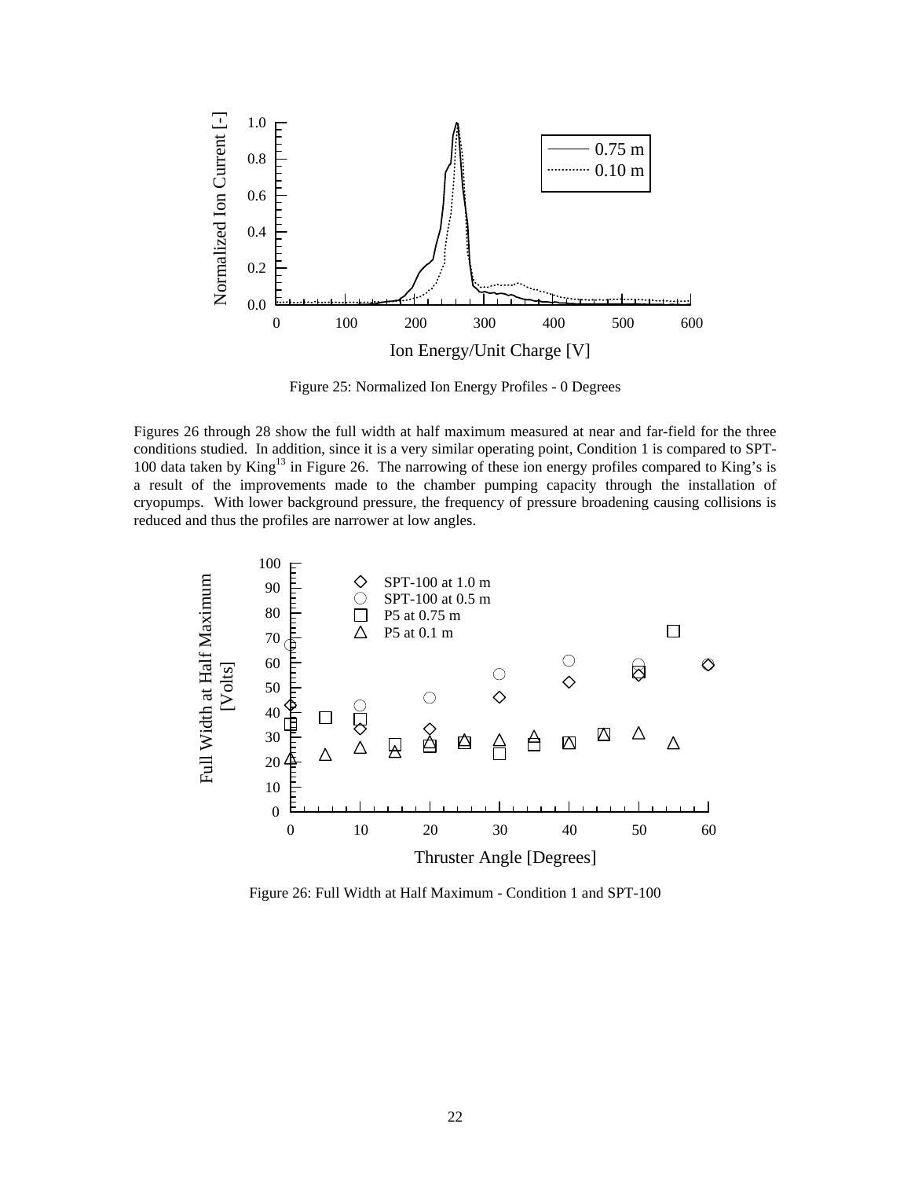Figure 25: Normalized Ion Energy Profiles - 0 Degrees

Figures 26 through 28 show the full width at half maximum measured at near and far-field for the three conditions studied. In addition, since it is a very similar operating point, Condition 1 is compared to SPT-100 data taken by King[13] in Figure 26. The narrowing of these ion energy profiles compared to King's is a result of the improvements made to the chamber pumping capacity through the installation of cryopumps. With lower background pressure, the frequency of pressure broadening causing collisions is reduced and thus the profiles are narrower at low angles.

Figure 26: Full Width at Half Maximum - Condition 1 and SPT-100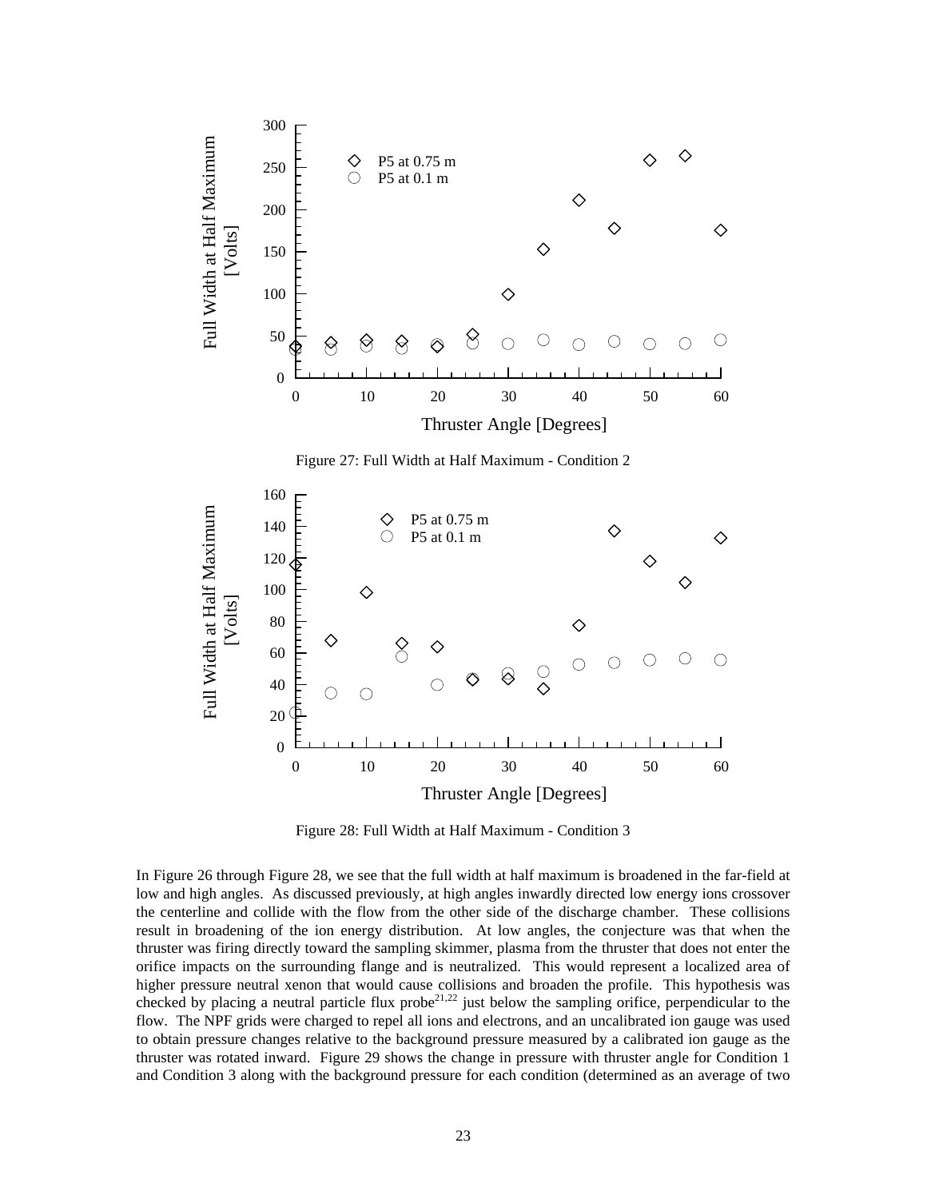Figure 27: Full Width at Half Maximum - Condition 2

Figure 28: Full Width at Half Maximum - Condition 3

In Figure 26 through Figure 28, we see that the full width at half maximum is broadened in the far-field at low and high angles. As discussed previously, at high angles inwardly directed low energy ions crossover the centerline and collide with the flow from the other side of the discharge chamber. These collisions result in broadening of the ion energy distribution. At low angles, the conjecture was that when the thruster was firing directly toward the sampling skimmer, plasma from the thruster that does not enter the orifice impacts on the surrounding flange and is neutralized. This would represent a localized area of higher pressure neutral xenon that would cause collisions and broaden the profile. This hypothesis was checked by placing a neutral particle flux probe[21,22] just below the sampling orifice, perpendicular to the flow. The NPF grids were charged to repel all ions and electrons, and an uncalibrated ion gauge was used to obtain pressure changes relative to the background pressure measured by a calibrated ion gauge as the thruster was rotated inward. Figure 29 shows the change in pressure with thruster angle for Condition 1 and Condition 3 along with the background pressure for each condition (determined as an average of two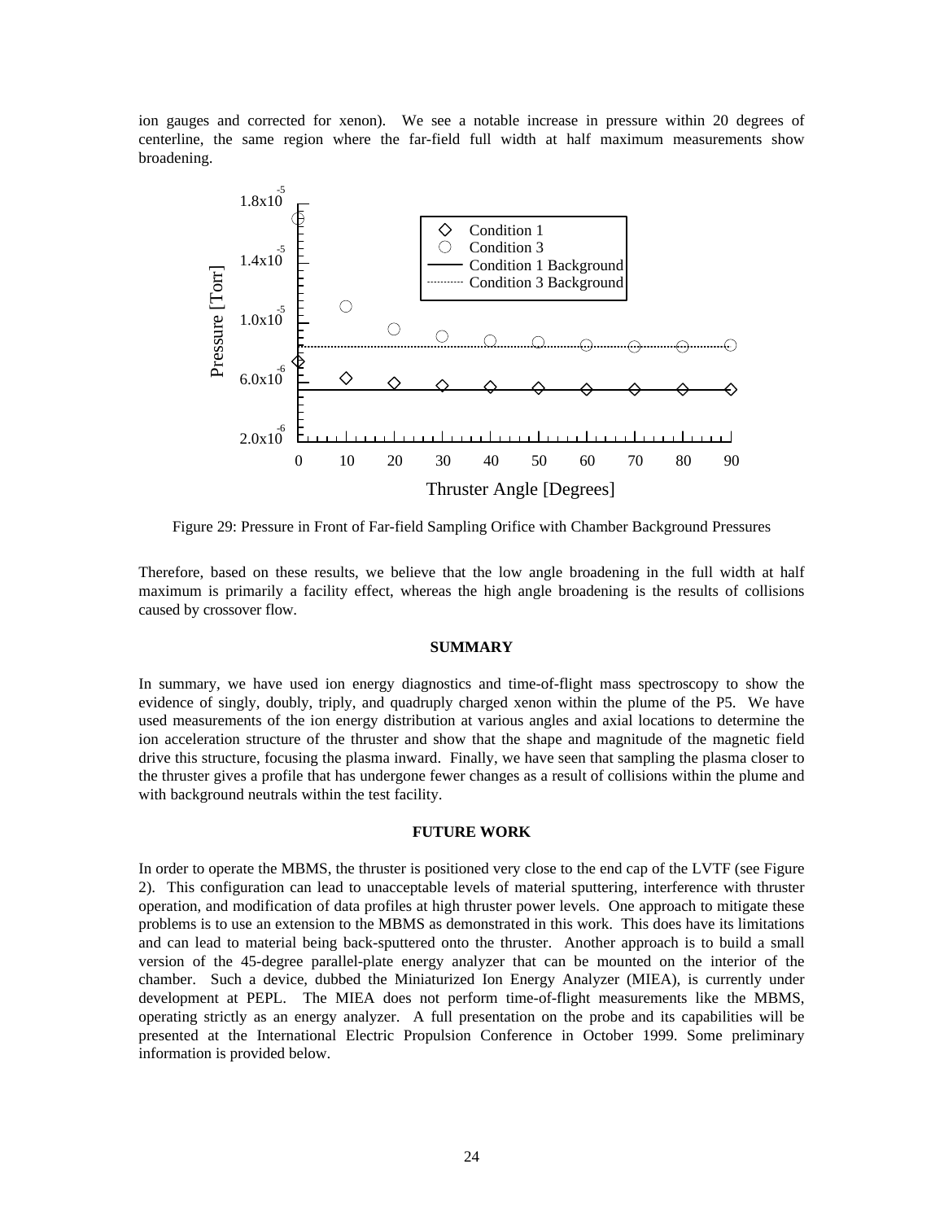ion gauges and corrected for xenon). We see a notable increase in pressure within 20 degrees of centerline, the same region where the far-field full width at half maximum measurements show broadening.

Figure 29: Pressure in Front of Far-field Sampling Orifice with Chamber Background Pressures

Therefore, based on these results, we believe that the low angle broadening in the full width at half maximum is primarily a facility effect, whereas the high angle broadening is the results of collisions caused by crossover flow.

## SUMMARY

In summary, we have used ion energy diagnostics and time-of-flight mass spectroscopy to show the evidence of singly, doubly, triply, and quadruply charged xenon within the plume of the P5. We have used measurements of the ion energy distribution at various angles and axial locations to determine the ion acceleration structure of the thruster and show that the shape and magnitude of the magnetic field drive this structure, focusing the plasma inward. Finally, we have seen that sampling the plasma closer to the thruster gives a profile that has undergone fewer changes as a result of collisions within the plume and with background neutrals within the test facility.

## FUTURE WORK

In order to operate the MBMS, the thruster is positioned very close to the end cap of the LVTF (see Figure 2). This configuration can lead to unacceptable levels of material sputtering, interference with thruster operation, and modification of data profiles at high thruster power levels. One approach to mitigate these problems is to use an extension to the MBMS as demonstrated in this work. This does have its limitations and can lead to material being back-sputtered onto the thruster. Another approach is to build a small version of the 45-degree parallel-plate energy analyzer that can be mounted on the interior of the chamber. Such a device, dubbed the Miniaturized Ion Energy Analyzer (MIEA), is currently under development at PEPL. The MIEA does not perform time-of-flight measurements like the MBMS, operating strictly as an energy analyzer. A full presentation on the probe and its capabilities will be presented at the International Electric Propulsion Conference in October 1999. Some preliminary information is provided below.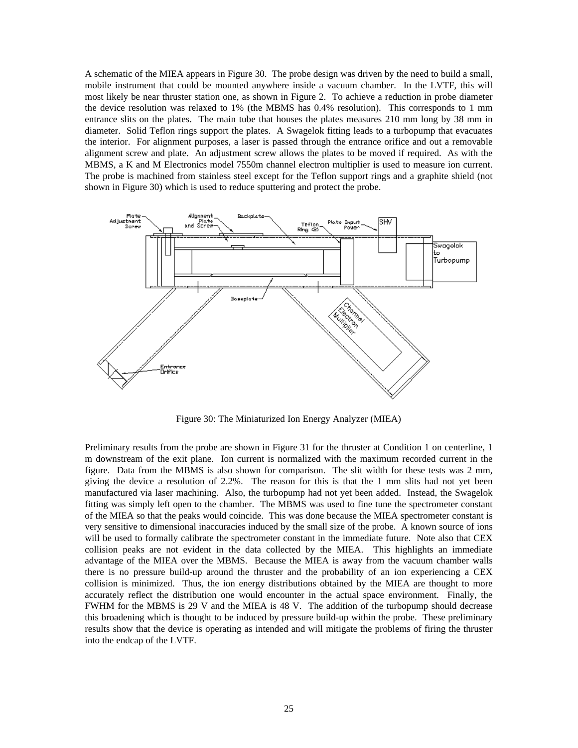A schematic of the MIEA appears in Figure 30. The probe design was driven by the need to build a small, mobile instrument that could be mounted anywhere inside a vacuum chamber. In the LVTF, this will most likely be near thruster station one, as shown in Figure 2. To achieve a reduction in probe diameter the device resolution was relaxed to 1% (the MBMS has 0.4% resolution). This corresponds to 1 mm entrance slits on the plates. The main tube that houses the plates measures 210 mm long by 38 mm in diameter. Solid Teflon rings support the plates. A Swagelok fitting leads to a turbopump that evacuates the interior. For alignment purposes, a laser is passed through the entrance orifice and out a removable alignment screw and plate. An adjustment screw allows the plates to be moved if required. As with the MBMS, a K and M Electronics model 7550m channel electron multiplier is used to measure ion current. The probe is machined from stainless steel except for the Teflon support rings and a graphite shield (not shown in Figure 30) which is used to reduce sputtering and protect the probe.

Figure 30: The Miniaturized Ion Energy Analyzer (MIEA)

Preliminary results from the probe are shown in Figure 31 for the thruster at Condition 1 on centerline, 1 m downstream of the exit plane. Ion current is normalized with the maximum recorded current in the figure. Data from the MBMS is also shown for comparison. The slit width for these tests was 2 mm, giving the device a resolution of 2.2%. The reason for this is that the 1 mm slits had not yet been manufactured via laser machining. Also, the turbopump had not yet been added. Instead, the Swagelok fitting was simply left open to the chamber. The MBMS was used to fine tune the spectrometer constant of the MIEA so that the peaks would coincide. This was done because the MIEA spectrometer constant is very sensitive to dimensional inaccuracies induced by the small size of the probe. A known source of ions will be used to formally calibrate the spectrometer constant in the immediate future. Note also that CEX collision peaks are not evident in the data collected by the MIEA. This highlights an immediate advantage of the MIEA over the MBMS. Because the MIEA is away from the vacuum chamber walls there is no pressure build-up around the thruster and the probability of an ion experiencing a CEX collision is minimized. Thus, the ion energy distributions obtained by the MIEA are thought to more accurately reflect the distribution one would encounter in the actual space environment. Finally, the FWHM for the MBMS is 29 V and the MIEA is 48 V. The addition of the turbopump should decrease this broadening which is thought to be induced by pressure build-up within the probe. These preliminary results show that the device is operating as intended and will mitigate the problems of firing the thruster into the endcap of the LVTF.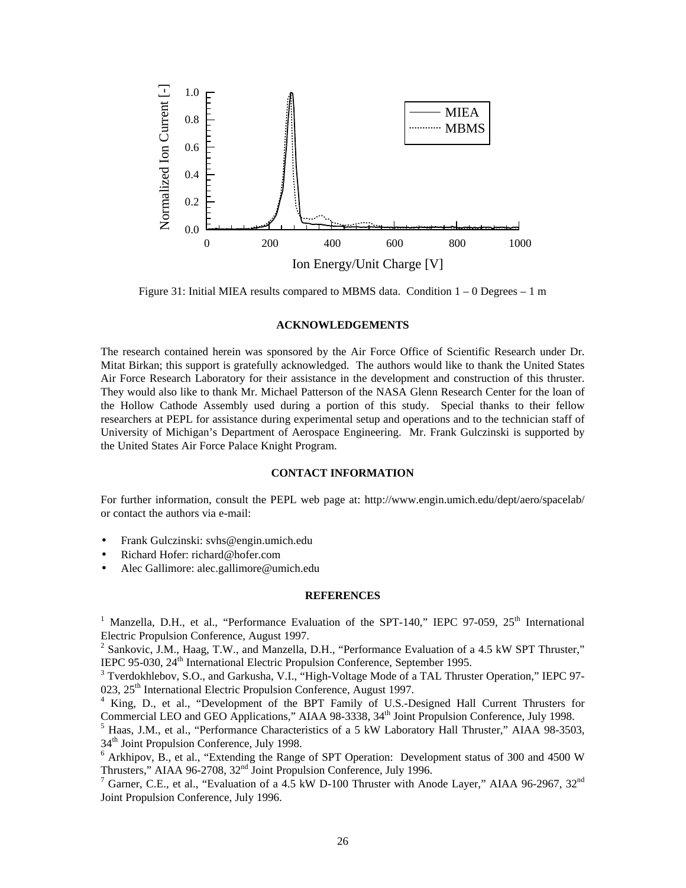Figure 31: Initial MIEA results compared to MBMS data. Condition 1 – 0 Degrees – 1 m

## ACKNOWLEDGEMENTS

The research contained herein was sponsored by the Air Force Office of Scientific Research under Dr. Mitat Birkan; this support is gratefully acknowledged. The authors would like to thank the United States Air Force Research Laboratory for their assistance in the development and construction of this thruster. They would also like to thank Mr. Michael Patterson of the NASA Glenn Research Center for the loan of the Hollow Cathode Assembly used during a portion of this study. Special thanks to their fellow researchers at PEPL for assistance during experimental setup and operations and to the technician staff of University of Michigan's Department of Aerospace Engineering. Mr. Frank Gulczinski is supported by the United States Air Force Palace Knight Program.

## CONTACT INFORMATION

For further information, consult the PEPL web page at: http://www.engin.umich.edu/dept/aero/spacelab/ or contact the authors via e-mail:

- Frank Gulczinski: svhs@engin.umich.edu
- Richard Hofer: richard@hofer.com
- Alec Gallimore: alec.gallimore@umich.edu

## REFERENCES

[1] Manzella, D.H., et al., "Performance Evaluation of the SPT-140," IEPC 97-059, 25th International Electric Propulsion Conference, August 1997.

[2] Sankovic, J.M., Haag, T.W., and Manzella, D.H., "Performance Evaluation of a 4.5 kW SPT Thruster," IEPC 95-030, 24th International Electric Propulsion Conference, September 1995.

[3] Tverdokhlebov, S.O., and Garkusha, V.I., "High-Voltage Mode of a TAL Thruster Operation," IEPC 97-023, 25th International Electric Propulsion Conference, August 1997.

[4] King, D., et al., "Development of the BPT Family of U.S.-Designed Hall Current Thrusters for Commercial LEO and GEO Applications," AIAA 98-3338, 34th Joint Propulsion Conference, July 1998.

[5] Haas, J.M., et al., "Performance Characteristics of a 5 kW Laboratory Hall Thruster," AIAA 98-3503, 34th Joint Propulsion Conference, July 1998.

[6] Arkhipov, B., et al., "Extending the Range of SPT Operation: Development status of 300 and 4500 W Thrusters," AIAA 96-2708, 32nd Joint Propulsion Conference, July 1996.

[7] Garner, C.E., et al., "Evaluation of a 4.5 kW D-100 Thruster with Anode Layer," AIAA 96-2967, 32nd Joint Propulsion Conference, July 1996.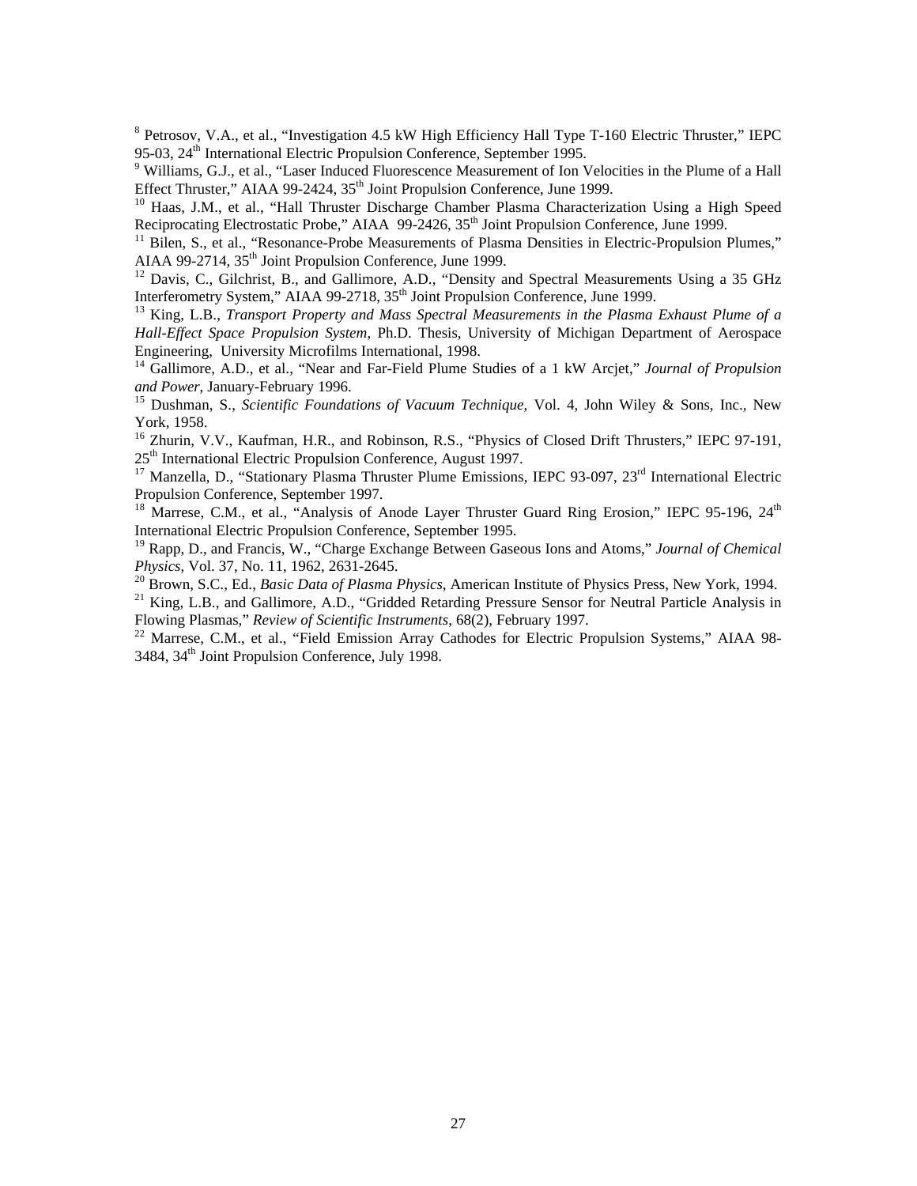[8] Petrosov, V.A., et al., "Investigation 4.5 kW High Efficiency Hall Type T-160 Electric Thruster," IEPC 95-03, 24th International Electric Propulsion Conference, September 1995.

[9] Williams, G.J., et al., "Laser Induced Fluorescence Measurement of Ion Velocities in the Plume of a Hall Effect Thruster," AIAA 99-2424, 35th Joint Propulsion Conference, June 1999.

[10] Haas, J.M., et al., "Hall Thruster Discharge Chamber Plasma Characterization Using a High Speed Reciprocating Electrostatic Probe," AIAA 99-2426, 35th Joint Propulsion Conference, June 1999.

[11] Bilen, S., et al., "Resonance-Probe Measurements of Plasma Densities in Electric-Propulsion Plumes," AIAA 99-2714, 35th Joint Propulsion Conference, June 1999.

[12] Davis, C., Gilchrist, B., and Gallimore, A.D., "Density and Spectral Measurements Using a 35 GHz Interferometry System," AIAA 99-2718, 35th Joint Propulsion Conference, June 1999.

[13] King, L.B., *Transport Property and Mass Spectral Measurements in the Plasma Exhaust Plume of a Hall-Effect Space Propulsion System*, Ph.D. Thesis, University of Michigan Department of Aerospace Engineering, University Microfilms International, 1998.

[14] Gallimore, A.D., et al., "Near and Far-Field Plume Studies of a 1 kW Arcjet," *Journal of Propulsion and Power*, January-February 1996.

[15] Dushman, S., *Scientific Foundations of Vacuum Technique*, Vol. 4, John Wiley & Sons, Inc., New York, 1958.

[16] Zhurin, V.V., Kaufman, H.R., and Robinson, R.S., "Physics of Closed Drift Thrusters," IEPC 97-191, 25th International Electric Propulsion Conference, August 1997.

[17] Manzella, D., "Stationary Plasma Thruster Plume Emissions, IEPC 93-097, 23rd International Electric Propulsion Conference, September 1997.

[18] Marrese, C.M., et al., "Analysis of Anode Layer Thruster Guard Ring Erosion," IEPC 95-196, 24th International Electric Propulsion Conference, September 1995.

[19] Rapp, D., and Francis, W., "Charge Exchange Between Gaseous Ions and Atoms," *Journal of Chemical Physics*, Vol. 37, No. 11, 1962, 2631-2645.

[20] Brown, S.C., Ed., *Basic Data of Plasma Physics*, American Institute of Physics Press, New York, 1994.

[21] King, L.B., and Gallimore, A.D., "Gridded Retarding Pressure Sensor for Neutral Particle Analysis in Flowing Plasmas," *Review of Scientific Instruments*, 68(2), February 1997.

[22] Marrese, C.M., et al., "Field Emission Array Cathodes for Electric Propulsion Systems," AIAA 98-3484, 34th Joint Propulsion Conference, July 1998.